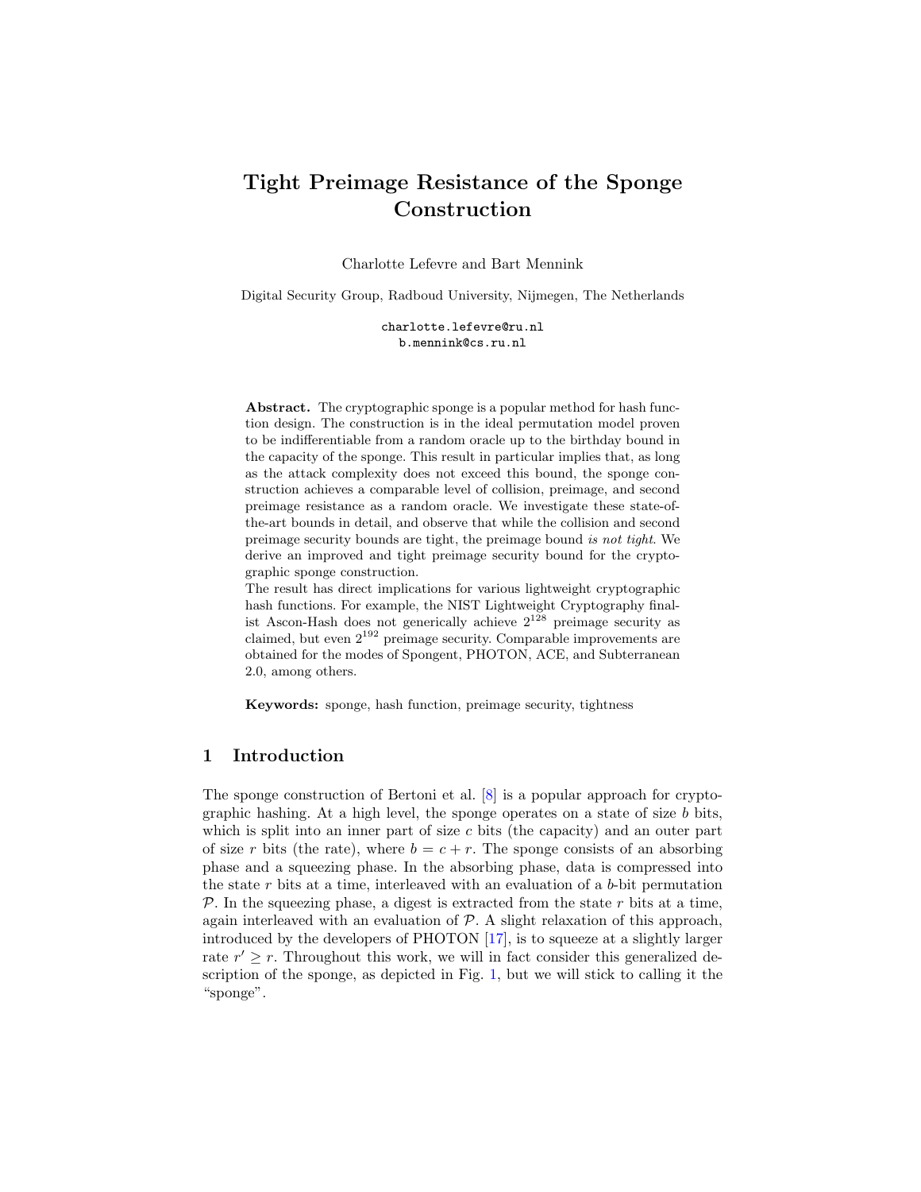# Tight Preimage Resistance of the Sponge Construction

Charlotte Lefevre and Bart Mennink

Digital Security Group, Radboud University, Nijmegen, The Netherlands

charlotte.lefevre@ru.nl
b.mennink@cs.ru.nl

**Abstract.** The cryptographic sponge is a popular method for hash function design. The construction is in the ideal permutation model proven to be indifferentiable from a random oracle up to the birthday bound in the capacity of the sponge. This result in particular implies that, as long as the attack complexity does not exceed this bound, the sponge construction achieves a comparable level of collision, preimage, and second preimage resistance as a random oracle. We investigate these state-of-the-art bounds in detail, and observe that while the collision and second preimage security bounds are tight, the preimage bound *is not tight*. We derive an improved and tight preimage security bound for the cryptographic sponge construction.

The result has direct implications for various lightweight cryptographic hash functions. For example, the NIST Lightweight Cryptography finalist Ascon-Hash does not generically achieve $2^{128}$ preimage security as claimed, but even $2^{192}$ preimage security. Comparable improvements are obtained for the modes of Spongent, PHOTON, ACE, and Subterranean 2.0, among others.

**Keywords:** sponge, hash function, preimage security, tightness

## 1 Introduction

The sponge construction of Bertoni et al. [8] is a popular approach for cryptographic hashing. At a high level, the sponge operates on a state of size $b$ bits, which is split into an inner part of size $c$ bits (the capacity) and an outer part of size $r$ bits (the rate), where $b = c + r$. The sponge consists of an absorbing phase and a squeezing phase. In the absorbing phase, data is compressed into the state $r$ bits at a time, interleaved with an evaluation of a $b$-bit permutation $\mathcal{P}$. In the squeezing phase, a digest is extracted from the state $r$ bits at a time, again interleaved with an evaluation of $\mathcal{P}$. A slight relaxation of this approach, introduced by the developers of PHOTON [17], is to squeeze at a slightly larger rate $r' \geq r$. Throughout this work, we will in fact consider this generalized description of the sponge, as depicted in Fig. 1, but we will stick to calling it the "sponge".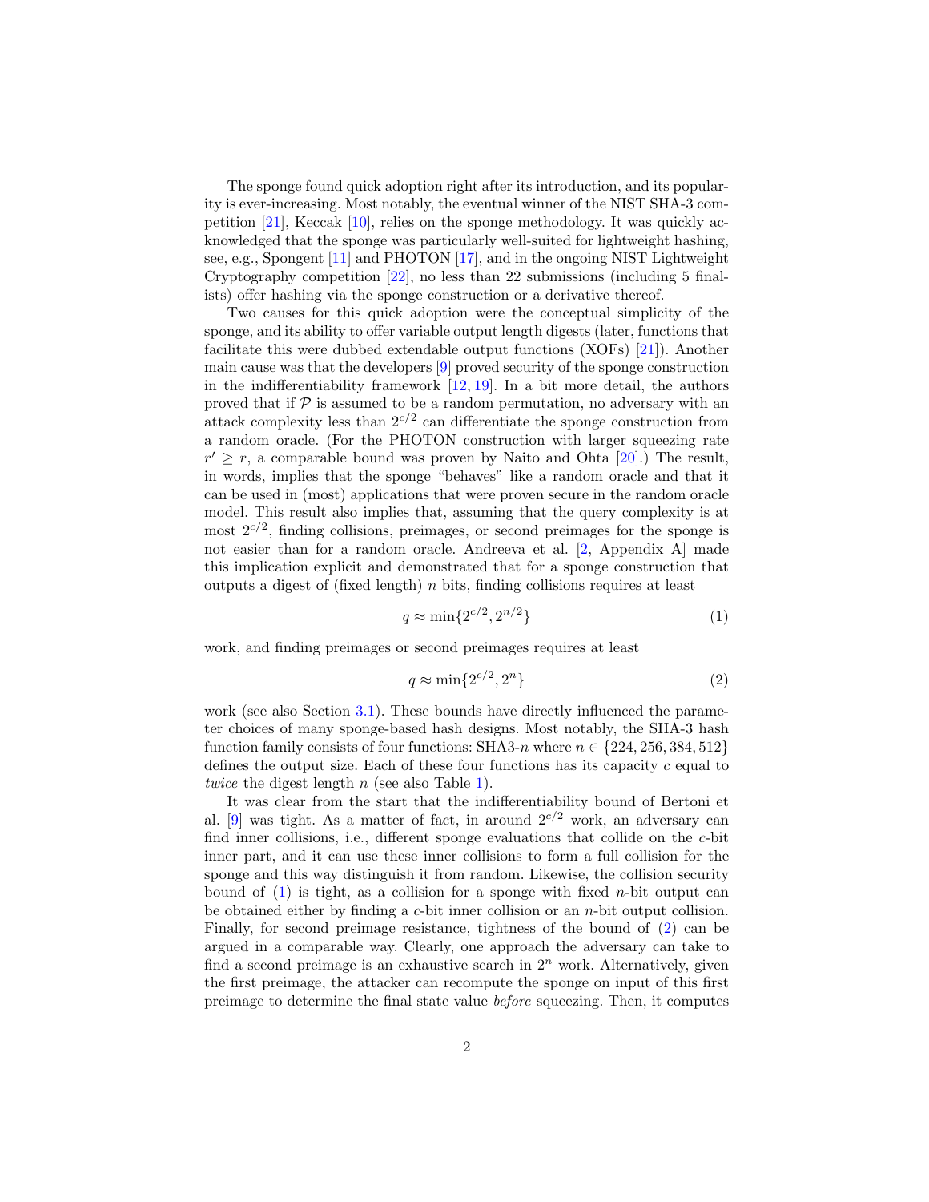The sponge found quick adoption right after its introduction, and its popularity is ever-increasing. Most notably, the eventual winner of the NIST SHA-3 competition [21], Keccak [10], relies on the sponge methodology. It was quickly acknowledged that the sponge was particularly well-suited for lightweight hashing, see, e.g., Spongent [11] and PHOTON [17], and in the ongoing NIST Lightweight Cryptography competition [22], no less than 22 submissions (including 5 finalists) offer hashing via the sponge construction or a derivative thereof.

Two causes for this quick adoption were the conceptual simplicity of the sponge, and its ability to offer variable output length digests (later, functions that facilitate this were dubbed extendable output functions (XOFs) [21]). Another main cause was that the developers [9] proved security of the sponge construction in the indifferentiability framework [12, 19]. In a bit more detail, the authors proved that if $\mathcal{P}$ is assumed to be a random permutation, no adversary with an attack complexity less than $2^{c/2}$ can differentiate the sponge construction from a random oracle. (For the PHOTON construction with larger squeezing rate $r' \geq r$, a comparable bound was proven by Naito and Ohta [20].) The result, in words, implies that the sponge "behaves" like a random oracle and that it can be used in (most) applications that were proven secure in the random oracle model. This result also implies that, assuming that the query complexity is at most $2^{c/2}$, finding collisions, preimages, or second preimages for the sponge is not easier than for a random oracle. Andreeva et al. [2, Appendix A] made this implication explicit and demonstrated that for a sponge construction that outputs a digest of (fixed length) $n$ bits, finding collisions requires at least

$$q \approx \min\{2^{c/2}, 2^{n/2}\} \tag{1}$$

work, and finding preimages or second preimages requires at least

$$q \approx \min\{2^{c/2}, 2^{n}\} \tag{2}$$

work (see also Section 3.1). These bounds have directly influenced the parameter choices of many sponge-based hash designs. Most notably, the SHA-3 hash function family consists of four functions: SHA3-$n$ where $n \in \{224, 256, 384, 512\}$ defines the output size. Each of these four functions has its capacity $c$ equal to *twice* the digest length $n$ (see also Table 1).

It was clear from the start that the indifferentiability bound of Bertoni et al. [9] was tight. As a matter of fact, in around $2^{c/2}$ work, an adversary can find inner collisions, i.e., different sponge evaluations that collide on the $c$-bit inner part, and it can use these inner collisions to form a full collision for the sponge and this way distinguish it from random. Likewise, the collision security bound of (1) is tight, as a collision for a sponge with fixed $n$-bit output can be obtained either by finding a $c$-bit inner collision or an $n$-bit output collision. Finally, for second preimage resistance, tightness of the bound of (2) can be argued in a comparable way. Clearly, one approach the adversary can take to find a second preimage is an exhaustive search in $2^n$ work. Alternatively, given the first preimage, the attacker can recompute the sponge on input of this first preimage to determine the final state value *before* squeezing. Then, it computes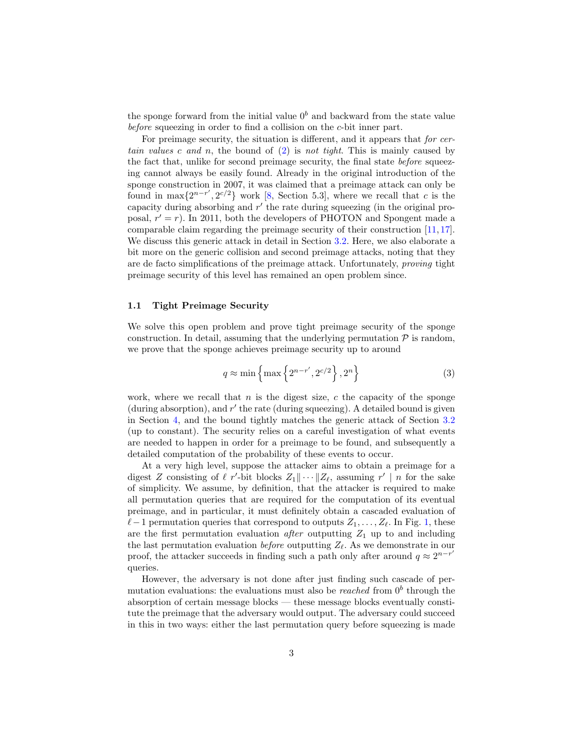the sponge forward from the initial value $0^b$ and backward from the state value *before* squeezing in order to find a collision on the $c$-bit inner part.

For preimage security, the situation is different, and it appears that *for certain values* $c$ *and* $n$, the bound of (2) is *not tight*. This is mainly caused by the fact that, unlike for second preimage security, the final state *before* squeezing cannot always be easily found. Already in the original introduction of the sponge construction in 2007, it was claimed that a preimage attack can only be found in $\max\{2^{n-r'}, 2^{c/2}\}$ work [8, Section 5.3], where we recall that $c$ is the capacity during absorbing and $r'$ the rate during squeezing (in the original proposal, $r' = r$). In 2011, both the developers of PHOTON and Spongent made a comparable claim regarding the preimage security of their construction [11,17]. We discuss this generic attack in detail in Section 3.2. Here, we also elaborate a bit more on the generic collision and second preimage attacks, noting that they are de facto simplifications of the preimage attack. Unfortunately, *proving* tight preimage security of this level has remained an open problem since.

### 1.1 Tight Preimage Security

We solve this open problem and prove tight preimage security of the sponge construction. In detail, assuming that the underlying permutation $\mathcal{P}$ is random, we prove that the sponge achieves preimage security up to around

$$q \approx \min\left\{\max\left\{2^{n-r'}, 2^{c/2}\right\}, 2^n\right\} \tag{3}$$

work, where we recall that $n$ is the digest size, $c$ the capacity of the sponge (during absorption), and $r'$ the rate (during squeezing). A detailed bound is given in Section 4, and the bound tightly matches the generic attack of Section 3.2 (up to constant). The security relies on a careful investigation of what events are needed to happen in order for a preimage to be found, and subsequently a detailed computation of the probability of these events to occur.

At a very high level, suppose the attacker aims to obtain a preimage for a digest $Z$ consisting of $\ell$ $r'$-bit blocks $Z_1\|\cdots\|Z_\ell$, assuming $r' \mid n$ for the sake of simplicity. We assume, by definition, that the attacker is required to make all permutation queries that are required for the computation of its eventual preimage, and in particular, it must definitely obtain a cascaded evaluation of $\ell-1$ permutation queries that correspond to outputs $Z_1, \ldots, Z_\ell$. In Fig. 1, these are the first permutation evaluation *after* outputting $Z_1$ up to and including the last permutation evaluation *before* outputting $Z_\ell$. As we demonstrate in our proof, the attacker succeeds in finding such a path only after around $q \approx 2^{n-r'}$ queries.

However, the adversary is not done after just finding such cascade of permutation evaluations: the evaluations must also be *reached* from $0^b$ through the absorption of certain message blocks — these message blocks eventually constitute the preimage that the adversary would output. The adversary could succeed in this in two ways: either the last permutation query before squeezing is made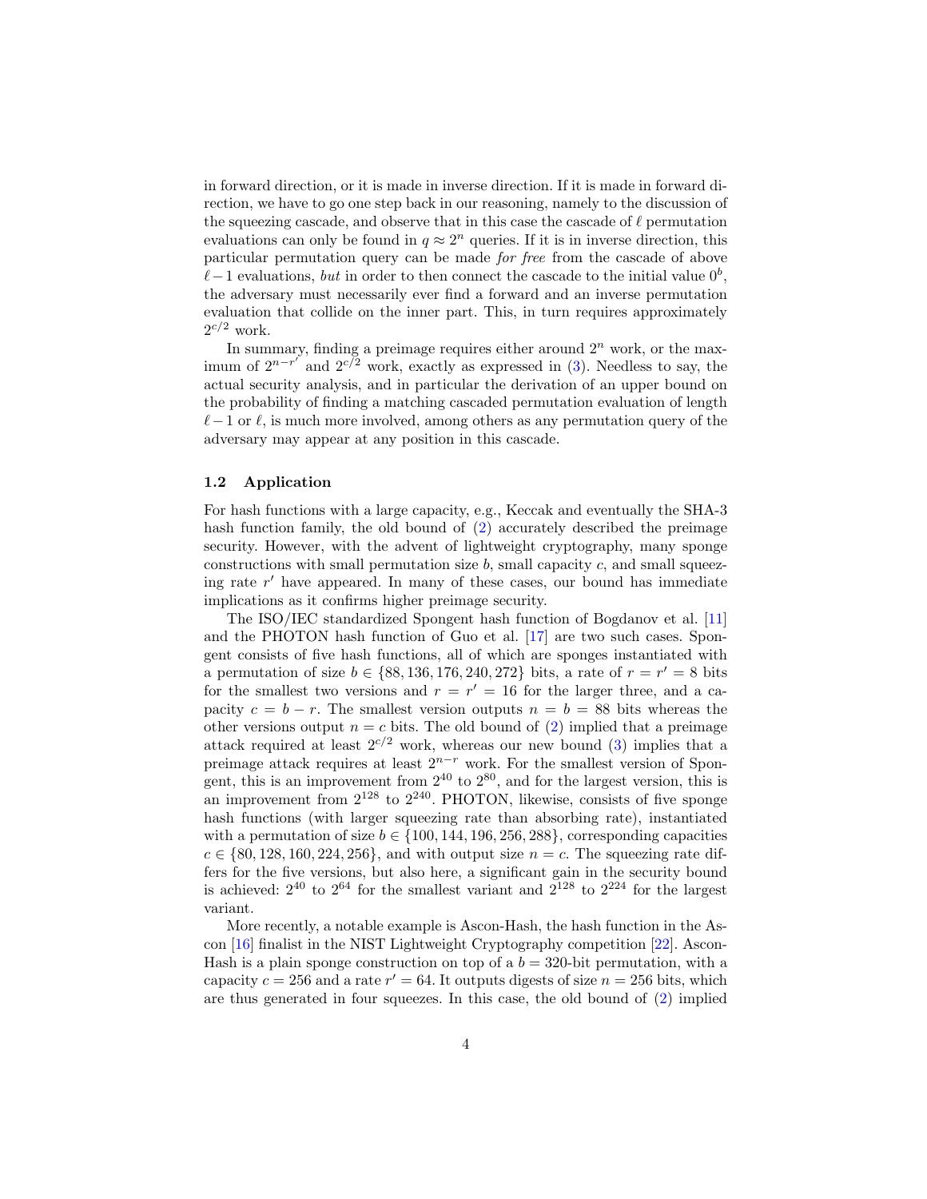in forward direction, or it is made in inverse direction. If it is made in forward direction, we have to go one step back in our reasoning, namely to the discussion of the squeezing cascade, and observe that in this case the cascade of $\ell$ permutation evaluations can only be found in $q \approx 2^n$ queries. If it is in inverse direction, this particular permutation query can be made *for free* from the cascade of above $\ell - 1$ evaluations, *but* in order to then connect the cascade to the initial value $0^b$, the adversary must necessarily ever find a forward and an inverse permutation evaluation that collide on the inner part. This, in turn requires approximately $2^{c/2}$ work.

In summary, finding a preimage requires either around $2^n$ work, or the maximum of $2^{n-r'}$ and $2^{c/2}$ work, exactly as expressed in (3). Needless to say, the actual security analysis, and in particular the derivation of an upper bound on the probability of finding a matching cascaded permutation evaluation of length $\ell - 1$ or $\ell$, is much more involved, among others as any permutation query of the adversary may appear at any position in this cascade.

### 1.2 Application

For hash functions with a large capacity, e.g., Keccak and eventually the SHA-3 hash function family, the old bound of (2) accurately described the preimage security. However, with the advent of lightweight cryptography, many sponge constructions with small permutation size $b$, small capacity $c$, and small squeezing rate $r'$ have appeared. In many of these cases, our bound has immediate implications as it confirms higher preimage security.

The ISO/IEC standardized Spongent hash function of Bogdanov et al. [11] and the PHOTON hash function of Guo et al. [17] are two such cases. Spongent consists of five hash functions, all of which are sponges instantiated with a permutation of size $b \in \{88, 136, 176, 240, 272\}$ bits, a rate of $r = r' = 8$ bits for the smallest two versions and $r = r' = 16$ for the larger three, and a capacity $c = b - r$. The smallest version outputs $n = b = 88$ bits whereas the other versions output $n = c$ bits. The old bound of (2) implied that a preimage attack required at least $2^{c/2}$ work, whereas our new bound (3) implies that a preimage attack requires at least $2^{n-r}$ work. For the smallest version of Spongent, this is an improvement from $2^{40}$ to $2^{80}$, and for the largest version, this is an improvement from $2^{128}$ to $2^{240}$. PHOTON, likewise, consists of five sponge hash functions (with larger squeezing rate than absorbing rate), instantiated with a permutation of size $b \in \{100, 144, 196, 256, 288\}$, corresponding capacities $c \in \{80, 128, 160, 224, 256\}$, and with output size $n = c$. The squeezing rate differs for the five versions, but also here, a significant gain in the security bound is achieved: $2^{40}$ to $2^{64}$ for the smallest variant and $2^{128}$ to $2^{224}$ for the largest variant.

More recently, a notable example is Ascon-Hash, the hash function in the Ascon [16] finalist in the NIST Lightweight Cryptography competition [22]. Ascon-Hash is a plain sponge construction on top of a $b = 320$-bit permutation, with a capacity $c = 256$ and a rate $r' = 64$. It outputs digests of size $n = 256$ bits, which are thus generated in four squeezes. In this case, the old bound of (2) implied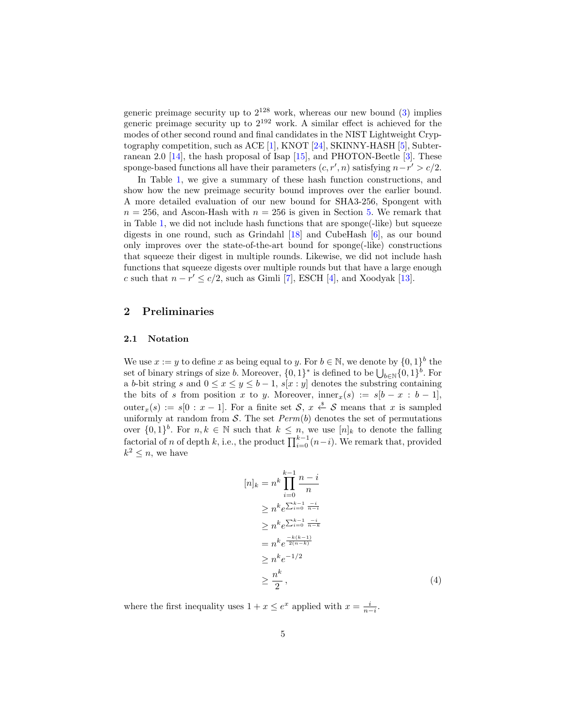generic preimage security up to $2^{128}$ work, whereas our new bound (3) implies generic preimage security up to $2^{192}$ work. A similar effect is achieved for the modes of other second round and final candidates in the NIST Lightweight Cryptography competition, such as ACE [1], KNOT [24], SKINNY-HASH [5], Subterranean 2.0 [14], the hash proposal of Isap [15], and PHOTON-Beetle [3]. These sponge-based functions all have their parameters $(c, r', n)$ satisfying $n - r' > c/2$.

In Table 1, we give a summary of these hash function constructions, and show how the new preimage security bound improves over the earlier bound. A more detailed evaluation of our new bound for SHA3-256, Spongent with $n = 256$, and Ascon-Hash with $n = 256$ is given in Section 5. We remark that in Table 1, we did not include hash functions that are sponge(-like) but squeeze digests in one round, such as Grindahl [18] and CubeHash [6], as our bound only improves over the state-of-the-art bound for sponge(-like) constructions that squeeze their digest in multiple rounds. Likewise, we did not include hash functions that squeeze digests over multiple rounds but that have a large enough $c$ such that $n - r' \le c/2$, such as Gimli [7], ESCH [4], and Xoodyak [13].

## 2 Preliminaries

### 2.1 Notation

We use $x := y$ to define $x$ as being equal to $y$. For $b \in \mathbb{N}$, we denote by $\{0,1\}^b$ the set of binary strings of size $b$. Moreover, $\{0,1\}^*$ is defined to be $\bigcup_{b \in \mathbb{N}} \{0,1\}^b$. For a $b$-bit string $s$ and $0 \le x \le y \le b-1$, $s[x : y]$ denotes the substring containing the bits of $s$ from position $x$ to $y$. Moreover, $\text{inner}_x(s) := s[b-x : b-1]$, $\text{outer}_x(s) := s[0 : x-1]$. For a finite set $\mathcal{S}$, $x \xleftarrow{\$} \mathcal{S}$ means that $x$ is sampled uniformly at random from $\mathcal{S}$. The set $Perm(b)$ denotes the set of permutations over $\{0,1\}^b$. For $n, k \in \mathbb{N}$ such that $k \le n$, we use $[n]_k$ to denote the falling factorial of $n$ of depth $k$, i.e., the product $\prod_{i=0}^{k-1}(n-i)$. We remark that, provided $k^2 \le n$, we have

$$
\begin{aligned}
[n]_k &= n^k \prod_{i=0}^{k-1} \frac{n-i}{n} \\
&\ge n^k e^{\sum_{i=0}^{k-1} \frac{-i}{n-i}} \\
&\ge n^k e^{\sum_{i=0}^{k-1} \frac{-i}{n-k}} \\
&= n^k e^{\frac{-k(k-1)}{2(n-k)}} \\
&\ge n^k e^{-1/2} \\
&\ge \frac{n^k}{2}\,,
\end{aligned}
\tag{4}
$$

where the first inequality uses $1 + x \le e^x$ applied with $x = \frac{i}{n-i}$.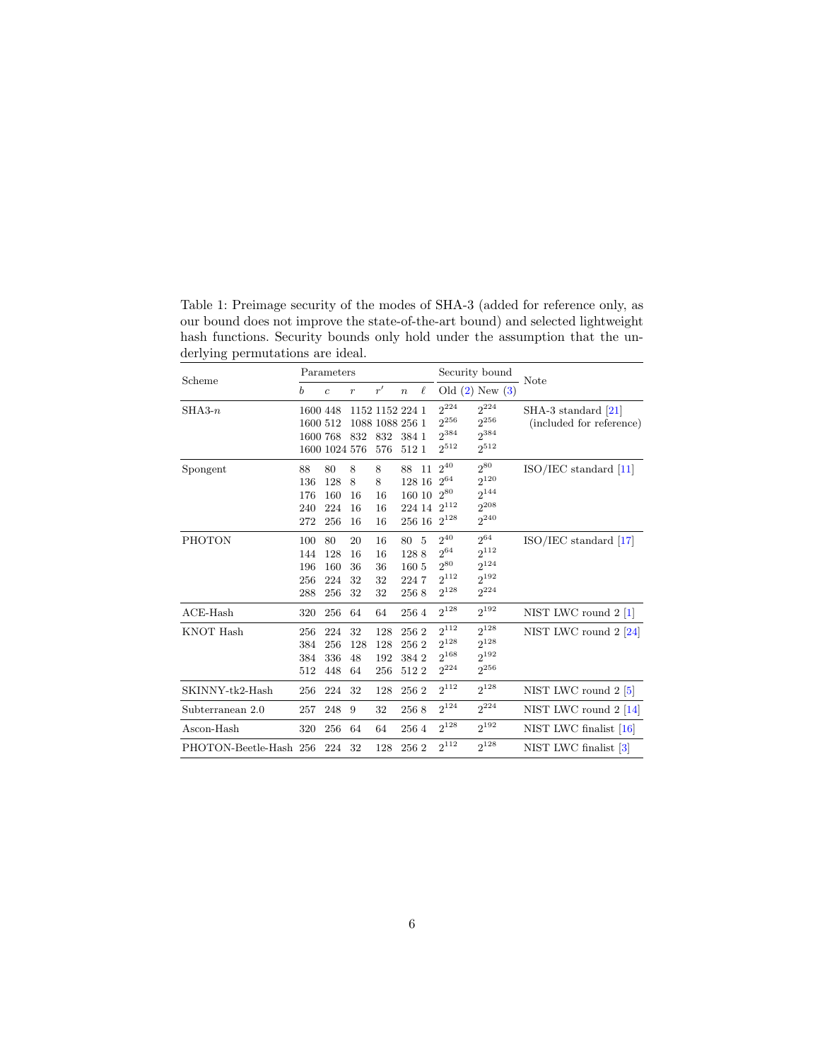Table 1: Preimage security of the modes of SHA-3 (added for reference only, as our bound does not improve the state-of-the-art bound) and selected lightweight hash functions. Security bounds only hold under the assumption that the underlying permutations are ideal.

| Scheme | Parameters | | | | | | Security bound | | Note |
|---|---|---|---|---|---|---|---|---|---|
| | $b$ | $c$ | $r$ | $r'$ | $n$ | $\ell$ | Old (2) | New (3) | |
| SHA3-$n$ | 1600 | 448 | 1152 | 1152 | 224 | 1 | $2^{224}$ | $2^{224}$ | SHA-3 standard [21] |
| | 1600 | 512 | 1088 | 1088 | 256 | 1 | $2^{256}$ | $2^{256}$ | (included for reference) |
| | 1600 | 768 | 832 | 832 | 384 | 1 | $2^{384}$ | $2^{384}$ | |
| | 1600 | 1024 | 576 | 576 | 512 | 1 | $2^{512}$ | $2^{512}$ | |
| Spongent | 88 | 80 | 8 | 8 | 88 | 11 | $2^{40}$ | $2^{80}$ | ISO/IEC standard [11] |
| | 136 | 128 | 8 | 8 | 128 | 16 | $2^{64}$ | $2^{120}$ | |
| | 176 | 160 | 16 | 16 | 160 | 10 | $2^{80}$ | $2^{144}$ | |
| | 240 | 224 | 16 | 16 | 224 | 14 | $2^{112}$ | $2^{208}$ | |
| | 272 | 256 | 16 | 16 | 256 | 16 | $2^{128}$ | $2^{240}$ | |
| PHOTON | 100 | 80 | 20 | 16 | 80 | 5 | $2^{40}$ | $2^{64}$ | ISO/IEC standard [17] |
| | 144 | 128 | 16 | 16 | 128 | 8 | $2^{64}$ | $2^{112}$ | |
| | 196 | 160 | 36 | 36 | 160 | 5 | $2^{80}$ | $2^{124}$ | |
| | 256 | 224 | 32 | 32 | 224 | 7 | $2^{112}$ | $2^{192}$ | |
| | 288 | 256 | 32 | 32 | 256 | 8 | $2^{128}$ | $2^{224}$ | |
| ACE-Hash | 320 | 256 | 64 | 64 | 256 | 4 | $2^{128}$ | $2^{192}$ | NIST LWC round 2 [1] |
| KNOT Hash | 256 | 224 | 32 | 128 | 256 | 2 | $2^{112}$ | $2^{128}$ | NIST LWC round 2 [24] |
| | 384 | 256 | 128 | 128 | 256 | 2 | $2^{128}$ | $2^{128}$ | |
| | 384 | 336 | 48 | 192 | 384 | 2 | $2^{168}$ | $2^{192}$ | |
| | 512 | 448 | 64 | 256 | 512 | 2 | $2^{224}$ | $2^{256}$ | |
| SKINNY-tk2-Hash | 256 | 224 | 32 | 128 | 256 | 2 | $2^{112}$ | $2^{128}$ | NIST LWC round 2 [5] |
| Subterranean 2.0 | 257 | 248 | 9 | 32 | 256 | 8 | $2^{124}$ | $2^{224}$ | NIST LWC round 2 [14] |
| Ascon-Hash | 320 | 256 | 64 | 64 | 256 | 4 | $2^{128}$ | $2^{192}$ | NIST LWC finalist [16] |
| PHOTON-Beetle-Hash | 256 | 224 | 32 | 128 | 256 | 2 | $2^{112}$ | $2^{128}$ | NIST LWC finalist [3] |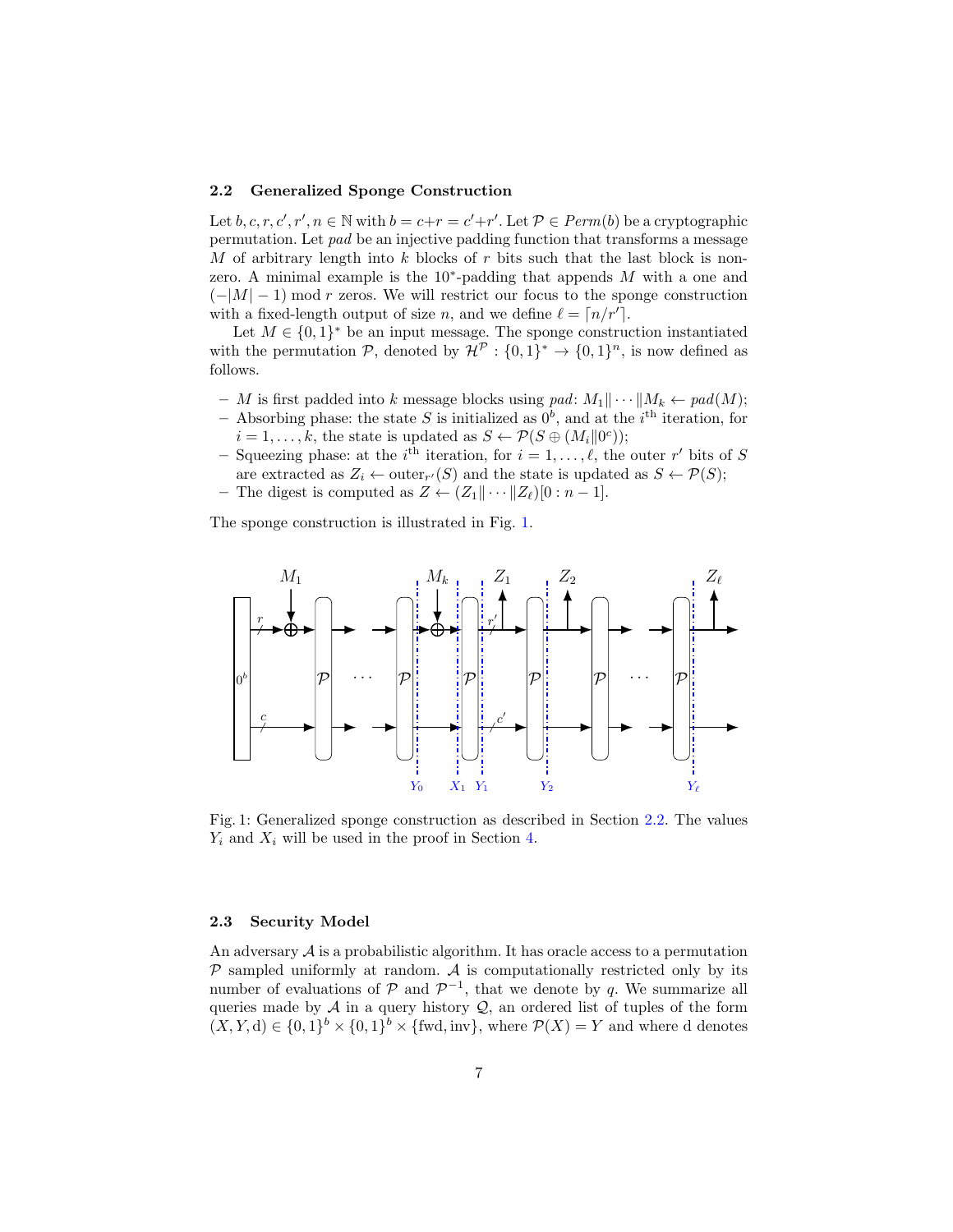### 2.2 Generalized Sponge Construction

Let $b, c, r, c', r', n \in \mathbb{N}$ with $b = c+r = c'+r'$. Let $\mathcal{P} \in Perm(b)$ be a cryptographic permutation. Let $pad$ be an injective padding function that transforms a message $M$ of arbitrary length into $k$ blocks of $r$ bits such that the last block is non-zero. A minimal example is the $10^*$-padding that appends $M$ with a one and $(-|M| - 1) \bmod r$ zeros. We will restrict our focus to the sponge construction with a fixed-length output of size $n$, and we define $\ell = \lceil n/r' \rceil$.

Let $M \in \{0,1\}^*$ be an input message. The sponge construction instantiated with the permutation $\mathcal{P}$, denoted by $\mathcal{H}^{\mathcal{P}} : \{0,1\}^* \to \{0,1\}^n$, is now defined as follows.

- $M$ is first padded into $k$ message blocks using $pad$: $M_1 \| \cdots \| M_k \leftarrow pad(M)$;
- Absorbing phase: the state $S$ is initialized as $0^b$, and at the $i^{\text{th}}$ iteration, for $i = 1, \ldots, k$, the state is updated as $S \leftarrow \mathcal{P}(S \oplus (M_i \| 0^c))$;
- Squeezing phase: at the $i^{\text{th}}$ iteration, for $i = 1, \ldots, \ell$, the outer $r'$ bits of $S$ are extracted as $Z_i \leftarrow \text{outer}_{r'}(S)$ and the state is updated as $S \leftarrow \mathcal{P}(S)$;
- The digest is computed as $Z \leftarrow (Z_1 \| \cdots \| Z_\ell)[0 : n-1]$.

The sponge construction is illustrated in Fig. 1.

Fig. 1: Generalized sponge construction as described in Section 2.2. The values $Y_i$ and $X_i$ will be used in the proof in Section 4.

### 2.3 Security Model

An adversary $\mathcal{A}$ is a probabilistic algorithm. It has oracle access to a permutation $\mathcal{P}$ sampled uniformly at random. $\mathcal{A}$ is computationally restricted only by its number of evaluations of $\mathcal{P}$ and $\mathcal{P}^{-1}$, that we denote by $q$. We summarize all queries made by $\mathcal{A}$ in a query history $\mathcal{Q}$, an ordered list of tuples of the form $(X, Y, \text{d}) \in \{0,1\}^b \times \{0,1\}^b \times \{\text{fwd}, \text{inv}\}$, where $\mathcal{P}(X) = Y$ and where d denotes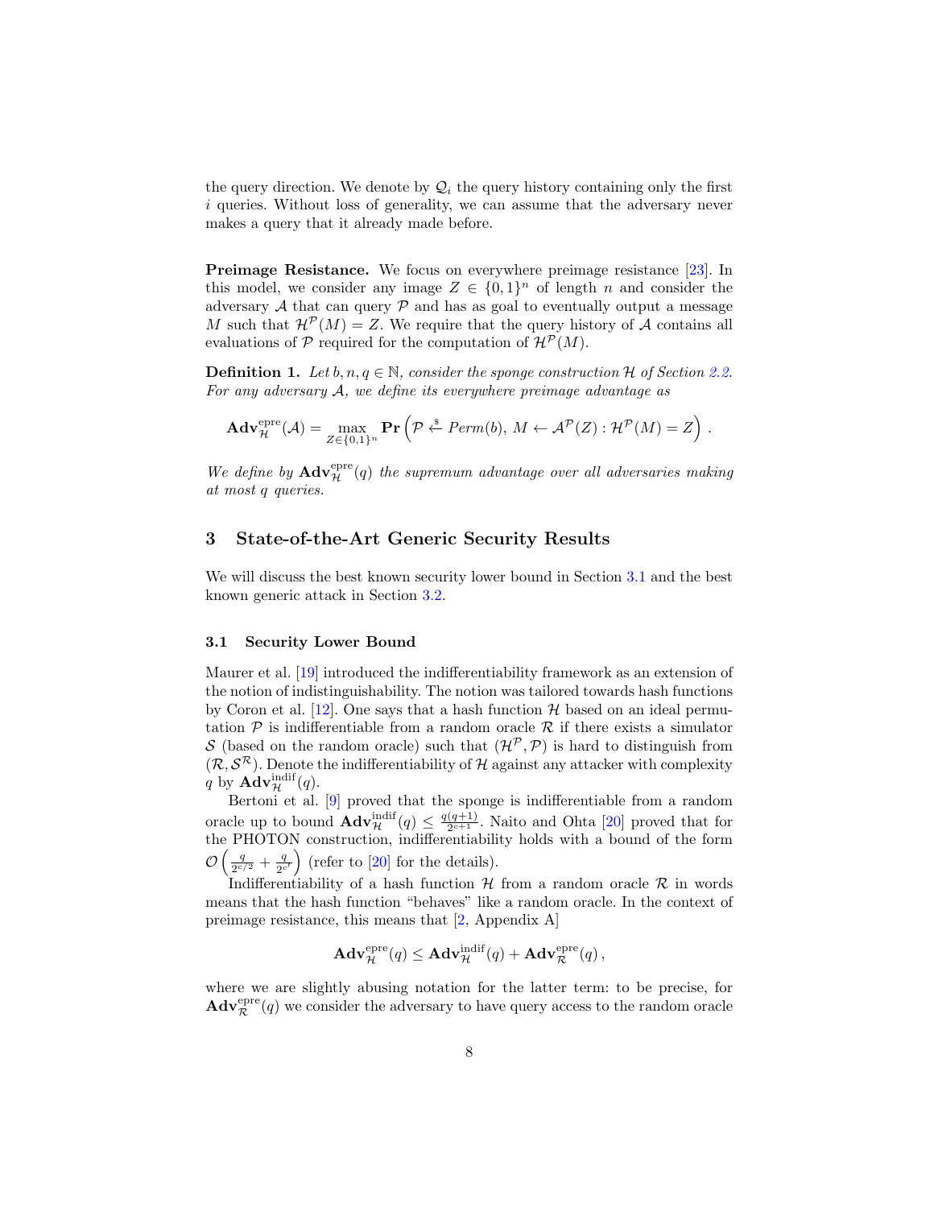the query direction. We denote by $\mathcal{Q}_i$ the query history containing only the first $i$ queries. Without loss of generality, we can assume that the adversary never makes a query that it already made before.

**Preimage Resistance.** We focus on everywhere preimage resistance [23]. In this model, we consider any image $Z \in \{0,1\}^n$ of length $n$ and consider the adversary $\mathcal{A}$ that can query $\mathcal{P}$ and has as goal to eventually output a message $M$ such that $\mathcal{H}^{\mathcal{P}}(M) = Z$. We require that the query history of $\mathcal{A}$ contains all evaluations of $\mathcal{P}$ required for the computation of $\mathcal{H}^{\mathcal{P}}(M)$.

**Definition 1.** *Let $b, n, q \in \mathbb{N}$, consider the sponge construction $\mathcal{H}$ of Section 2.2. For any adversary $\mathcal{A}$, we define its everywhere preimage advantage as*

$$\mathbf{Adv}_{\mathcal{H}}^{\mathrm{epre}}(\mathcal{A}) = \max_{Z \in \{0,1\}^n} \mathbf{Pr}\left(\mathcal{P} \xleftarrow{\$} Perm(b),\ M \leftarrow \mathcal{A}^{\mathcal{P}}(Z) : \mathcal{H}^{\mathcal{P}}(M) = Z\right) .$$

*We define by $\mathbf{Adv}_{\mathcal{H}}^{\mathrm{epre}}(q)$ the supremum advantage over all adversaries making at most $q$ queries.*

## 3 State-of-the-Art Generic Security Results

We will discuss the best known security lower bound in Section 3.1 and the best known generic attack in Section 3.2.

### 3.1 Security Lower Bound

Maurer et al. [19] introduced the indifferentiability framework as an extension of the notion of indistinguishability. The notion was tailored towards hash functions by Coron et al. [12]. One says that a hash function $\mathcal{H}$ based on an ideal permutation $\mathcal{P}$ is indifferentiable from a random oracle $\mathcal{R}$ if there exists a simulator $\mathcal{S}$ (based on the random oracle) such that $(\mathcal{H}^{\mathcal{P}}, \mathcal{P})$ is hard to distinguish from $(\mathcal{R}, \mathcal{S}^{\mathcal{R}})$. Denote the indifferentiability of $\mathcal{H}$ against any attacker with complexity $q$ by $\mathbf{Adv}_{\mathcal{H}}^{\mathrm{indif}}(q)$.

Bertoni et al. [9] proved that the sponge is indifferentiable from a random oracle up to bound $\mathbf{Adv}_{\mathcal{H}}^{\mathrm{indif}}(q) \leq \frac{q(q+1)}{2^{c+1}}$. Naito and Ohta [20] proved that for the PHOTON construction, indifferentiability holds with a bound of the form $\mathcal{O}\left(\frac{q}{2^{c/2}} + \frac{q}{2^{c'}}\right)$ (refer to [20] for the details).

Indifferentiability of a hash function $\mathcal{H}$ from a random oracle $\mathcal{R}$ in words means that the hash function "behaves" like a random oracle. In the context of preimage resistance, this means that [2, Appendix A]

$$\mathbf{Adv}_{\mathcal{H}}^{\mathrm{epre}}(q) \leq \mathbf{Adv}_{\mathcal{H}}^{\mathrm{indif}}(q) + \mathbf{Adv}_{\mathcal{R}}^{\mathrm{epre}}(q) ,$$

where we are slightly abusing notation for the latter term: to be precise, for $\mathbf{Adv}_{\mathcal{R}}^{\mathrm{epre}}(q)$ we consider the adversary to have query access to the random oracle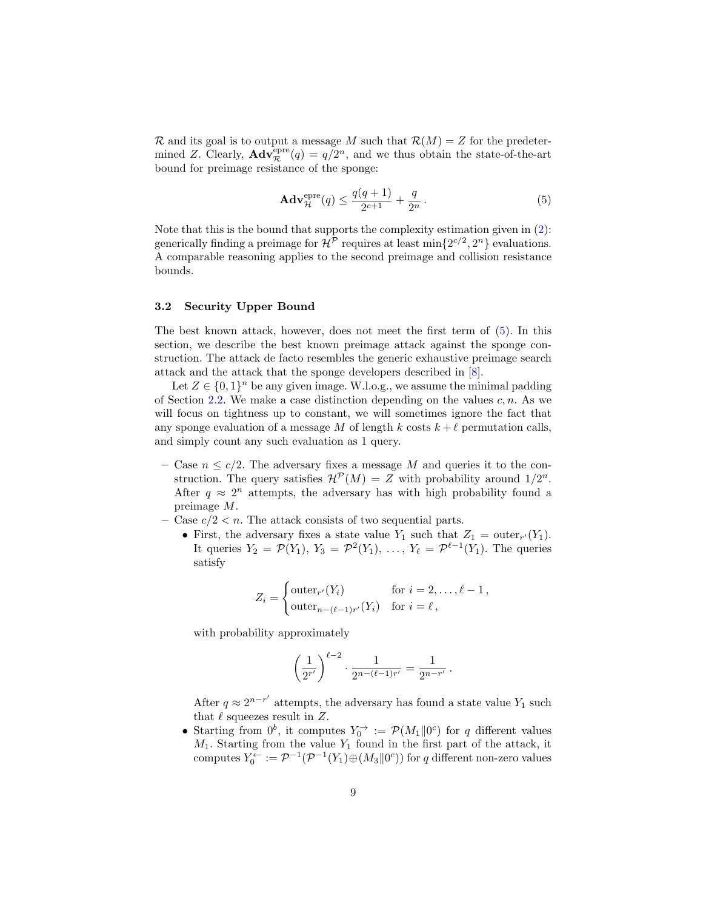$\mathcal{R}$ and its goal is to output a message $M$ such that $\mathcal{R}(M) = Z$ for the predetermined $Z$. Clearly, $\mathbf{Adv}^{\text{epre}}_{\mathcal{R}}(q) = q/2^n$, and we thus obtain the state-of-the-art bound for preimage resistance of the sponge:

$$\mathbf{Adv}^{\text{epre}}_{\mathcal{H}}(q) \leq \frac{q(q+1)}{2^{c+1}} + \frac{q}{2^n}\,. \tag{5}$$

Note that this is the bound that supports the complexity estimation given in (2): generically finding a preimage for $\mathcal{H}^{\mathcal{P}}$ requires at least $\min\{2^{c/2}, 2^n\}$ evaluations. A comparable reasoning applies to the second preimage and collision resistance bounds.

### 3.2 Security Upper Bound

The best known attack, however, does not meet the first term of (5). In this section, we describe the best known preimage attack against the sponge construction. The attack de facto resembles the generic exhaustive preimage search attack and the attack that the sponge developers described in [8].

Let $Z \in \{0,1\}^n$ be any given image. W.l.o.g., we assume the minimal padding of Section 2.2. We make a case distinction depending on the values $c, n$. As we will focus on tightness up to constant, we will sometimes ignore the fact that any sponge evaluation of a message $M$ of length $k$ costs $k + \ell$ permutation calls, and simply count any such evaluation as 1 query.

- Case $n \leq c/2$. The adversary fixes a message $M$ and queries it to the construction. The query satisfies $\mathcal{H}^{\mathcal{P}}(M) = Z$ with probability around $1/2^n$. After $q \approx 2^n$ attempts, the adversary has with high probability found a preimage $M$.
- Case $c/2 < n$. The attack consists of two sequential parts.
  - First, the adversary fixes a state value $Y_1$ such that $Z_1 = \text{outer}_{r'}(Y_1)$. It queries $Y_2 = \mathcal{P}(Y_1)$, $Y_3 = \mathcal{P}^2(Y_1)$, $\ldots$, $Y_\ell = \mathcal{P}^{\ell-1}(Y_1)$. The queries satisfy

    $$Z_i = \begin{cases} \text{outer}_{r'}(Y_i) & \text{for } i = 2, \ldots, \ell - 1\,, \\ \text{outer}_{n-(\ell-1)r'}(Y_i) & \text{for } i = \ell\,, \end{cases}$$

    with probability approximately

    $$\left(\frac{1}{2^{r'}}\right)^{\ell-2} \cdot \frac{1}{2^{n-(\ell-1)r'}} = \frac{1}{2^{n-r'}}\,.$$

    After $q \approx 2^{n-r'}$ attempts, the adversary has found a state value $Y_1$ such that $\ell$ squeezes result in $Z$.
  - Starting from $0^b$, it computes $Y_0^{\rightarrow} := \mathcal{P}(M_1 \| 0^c)$ for $q$ different values $M_1$. Starting from the value $Y_1$ found in the first part of the attack, it computes $Y_0^{\leftarrow} := \mathcal{P}^{-1}(\mathcal{P}^{-1}(Y_1) \oplus (M_3 \| 0^c))$ for $q$ different non-zero values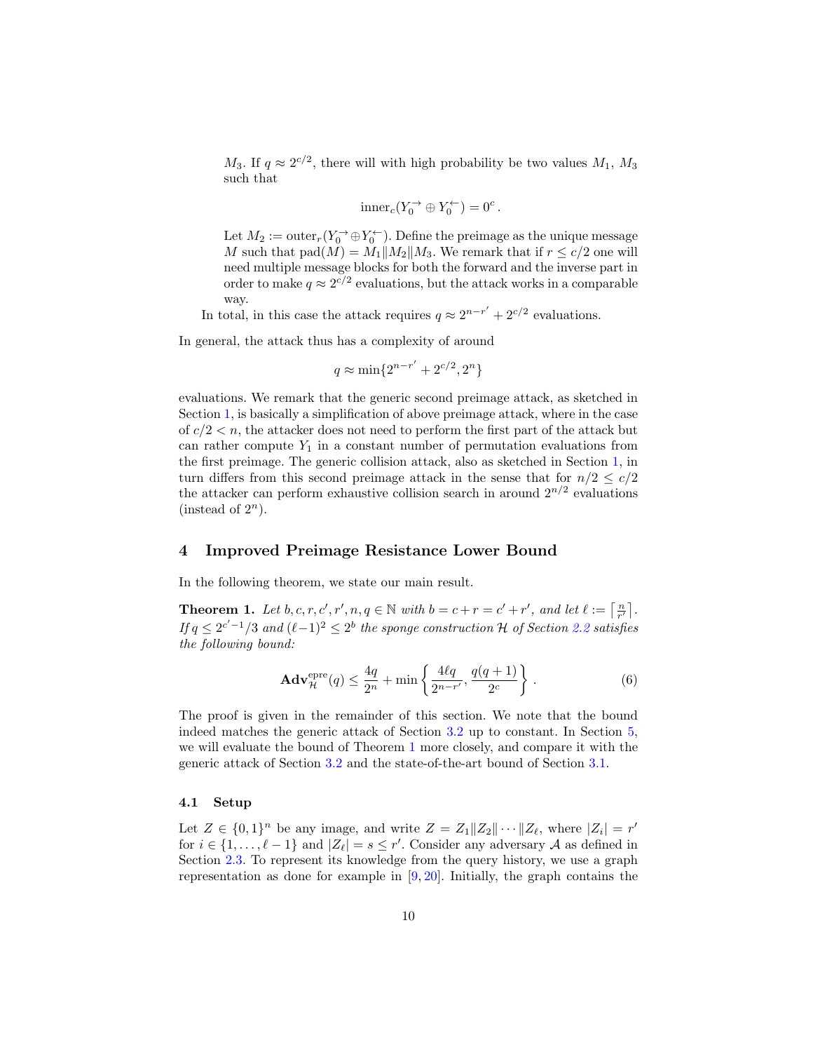$M_3$. If $q \approx 2^{c/2}$, there will with high probability be two values $M_1$, $M_3$ such that

$$\text{inner}_c(Y_0^{\rightarrow} \oplus Y_0^{\leftarrow}) = 0^c\,.$$

Let $M_2 := \text{outer}_r(Y_0^{\rightarrow} \oplus Y_0^{\leftarrow})$. Define the preimage as the unique message $M$ such that $\text{pad}(M) = M_1 \| M_2 \| M_3$. We remark that if $r \leq c/2$ one will need multiple message blocks for both the forward and the inverse part in order to make $q \approx 2^{c/2}$ evaluations, but the attack works in a comparable way.

In total, in this case the attack requires $q \approx 2^{n-r'} + 2^{c/2}$ evaluations.

In general, the attack thus has a complexity of around

$$q \approx \min\{2^{n-r'} + 2^{c/2}, 2^n\}$$

evaluations. We remark that the generic second preimage attack, as sketched in Section 1, is basically a simplification of above preimage attack, where in the case of $c/2 < n$, the attacker does not need to perform the first part of the attack but can rather compute $Y_1$ in a constant number of permutation evaluations from the first preimage. The generic collision attack, also as sketched in Section 1, in turn differs from this second preimage attack in the sense that for $n/2 \leq c/2$ the attacker can perform exhaustive collision search in around $2^{n/2}$ evaluations (instead of $2^n$).

## 4 Improved Preimage Resistance Lower Bound

In the following theorem, we state our main result.

**Theorem 1.** *Let $b, c, r, c', r', n, q \in \mathbb{N}$ with $b = c + r = c' + r'$, and let $\ell := \left\lceil \frac{n}{r'} \right\rceil$. If $q \leq 2^{c'-1}/3$ and $(\ell - 1)^2 \leq 2^b$ the sponge construction $\mathcal{H}$ of Section 2.2 satisfies the following bound:*

$$\mathbf{Adv}_{\mathcal{H}}^{\text{epre}}(q) \leq \frac{4q}{2^n} + \min\left\{ \frac{4\ell q}{2^{n-r'}}, \frac{q(q+1)}{2^c} \right\}. \tag{6}$$

The proof is given in the remainder of this section. We note that the bound indeed matches the generic attack of Section 3.2 up to constant. In Section 5, we will evaluate the bound of Theorem 1 more closely, and compare it with the generic attack of Section 3.2 and the state-of-the-art bound of Section 3.1.

### 4.1 Setup

Let $Z \in \{0,1\}^n$ be any image, and write $Z = Z_1 \| Z_2 \| \cdots \| Z_\ell$, where $|Z_i| = r'$ for $i \in \{1, \ldots, \ell - 1\}$ and $|Z_\ell| = s \leq r'$. Consider any adversary $\mathcal{A}$ as defined in Section 2.3. To represent its knowledge from the query history, we use a graph representation as done for example in [9, 20]. Initially, the graph contains the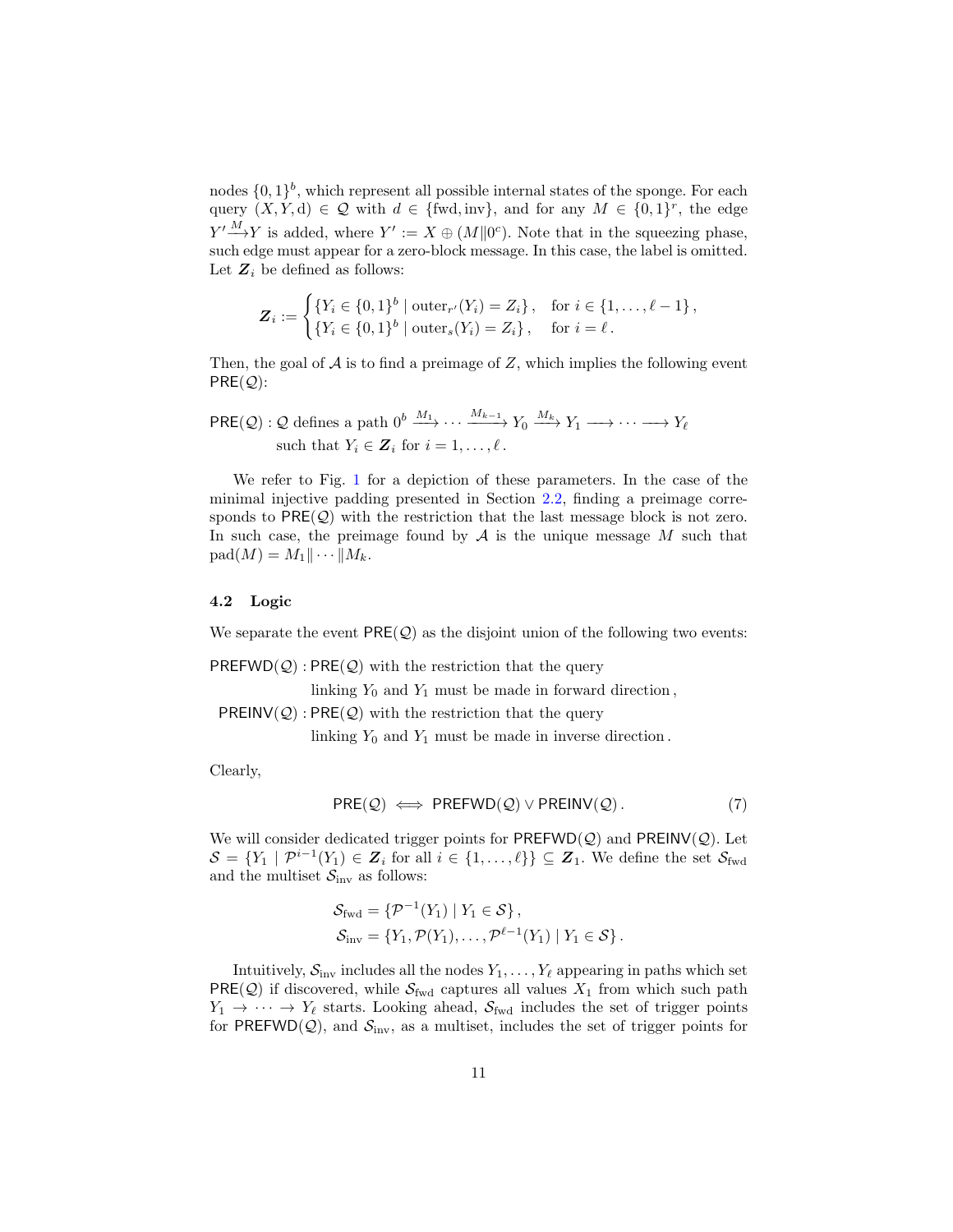nodes $\{0,1\}^b$, which represent all possible internal states of the sponge. For each query $(X, Y, \mathrm{d}) \in \mathcal{Q}$ with $d \in \{\mathrm{fwd}, \mathrm{inv}\}$, and for any $M \in \{0,1\}^r$, the edge $Y' \xrightarrow{M} Y$ is added, where $Y' := X \oplus (M \| 0^c)$. Note that in the squeezing phase, such edge must appear for a zero-block message. In this case, the label is omitted. Let $\boldsymbol{Z}_i$ be defined as follows:

$$
\boldsymbol{Z}_i := \begin{cases} \{Y_i \in \{0,1\}^b \mid \mathrm{outer}_{r'}(Y_i) = Z_i\}\,, & \text{for } i \in \{1, \ldots, \ell - 1\}\,, \\ \{Y_i \in \{0,1\}^b \mid \mathrm{outer}_{s}(Y_i) = Z_i\}\,, & \text{for } i = \ell\,. \end{cases}
$$

Then, the goal of $\mathcal{A}$ is to find a preimage of $Z$, which implies the following event $\mathsf{PRE}(\mathcal{Q})$:

$$
\begin{aligned}
\mathsf{PRE}(\mathcal{Q}) : \ & \mathcal{Q} \text{ defines a path } 0^b \xrightarrow{M_1} \cdots \xrightarrow{M_{k-1}} Y_0 \xrightarrow{M_k} Y_1 \longrightarrow \cdots \longrightarrow Y_\ell \\
& \text{such that } Y_i \in \boldsymbol{Z}_i \text{ for } i = 1, \ldots, \ell\,.
\end{aligned}
$$

We refer to Fig. 1 for a depiction of these parameters. In the case of the minimal injective padding presented in Section 2.2, finding a preimage corresponds to $\mathsf{PRE}(\mathcal{Q})$ with the restriction that the last message block is not zero. In such case, the preimage found by $\mathcal{A}$ is the unique message $M$ such that $\mathrm{pad}(M) = M_1 \| \cdots \| M_k$.

### 4.2 Logic

We separate the event $\mathsf{PRE}(\mathcal{Q})$ as the disjoint union of the following two events:

$$
\begin{aligned}
\mathsf{PREFWD}(\mathcal{Q}) : \ & \mathsf{PRE}(\mathcal{Q}) \text{ with the restriction that the query} \\
& \text{linking } Y_0 \text{ and } Y_1 \text{ must be made in forward direction}\,, \\
\mathsf{PREINV}(\mathcal{Q}) : \ & \mathsf{PRE}(\mathcal{Q}) \text{ with the restriction that the query} \\
& \text{linking } Y_0 \text{ and } Y_1 \text{ must be made in inverse direction}\,.
\end{aligned}
$$

Clearly,

$$
\mathsf{PRE}(\mathcal{Q}) \iff \mathsf{PREFWD}(\mathcal{Q}) \vee \mathsf{PREINV}(\mathcal{Q})\,. \tag{7}
$$

We will consider dedicated trigger points for $\mathsf{PREFWD}(\mathcal{Q})$ and $\mathsf{PREINV}(\mathcal{Q})$. Let $\mathcal{S} = \{Y_1 \mid \mathcal{P}^{i-1}(Y_1) \in \boldsymbol{Z}_i \text{ for all } i \in \{1, \ldots, \ell\}\} \subseteq \boldsymbol{Z}_1$. We define the set $\mathcal{S}_{\mathrm{fwd}}$ and the multiset $\mathcal{S}_{\mathrm{inv}}$ as follows:

$$
\begin{aligned}
\mathcal{S}_{\mathrm{fwd}} &= \{\mathcal{P}^{-1}(Y_1) \mid Y_1 \in \mathcal{S}\}\,, \\
\mathcal{S}_{\mathrm{inv}} &= \{Y_1, \mathcal{P}(Y_1), \ldots, \mathcal{P}^{\ell-1}(Y_1) \mid Y_1 \in \mathcal{S}\}\,.
\end{aligned}
$$

Intuitively, $\mathcal{S}_{\mathrm{inv}}$ includes all the nodes $Y_1, \ldots, Y_\ell$ appearing in paths which set $\mathsf{PRE}(\mathcal{Q})$ if discovered, while $\mathcal{S}_{\mathrm{fwd}}$ captures all values $X_1$ from which such path $Y_1 \to \cdots \to Y_\ell$ starts. Looking ahead, $\mathcal{S}_{\mathrm{fwd}}$ includes the set of trigger points for $\mathsf{PREFWD}(\mathcal{Q})$, and $\mathcal{S}_{\mathrm{inv}}$, as a multiset, includes the set of trigger points for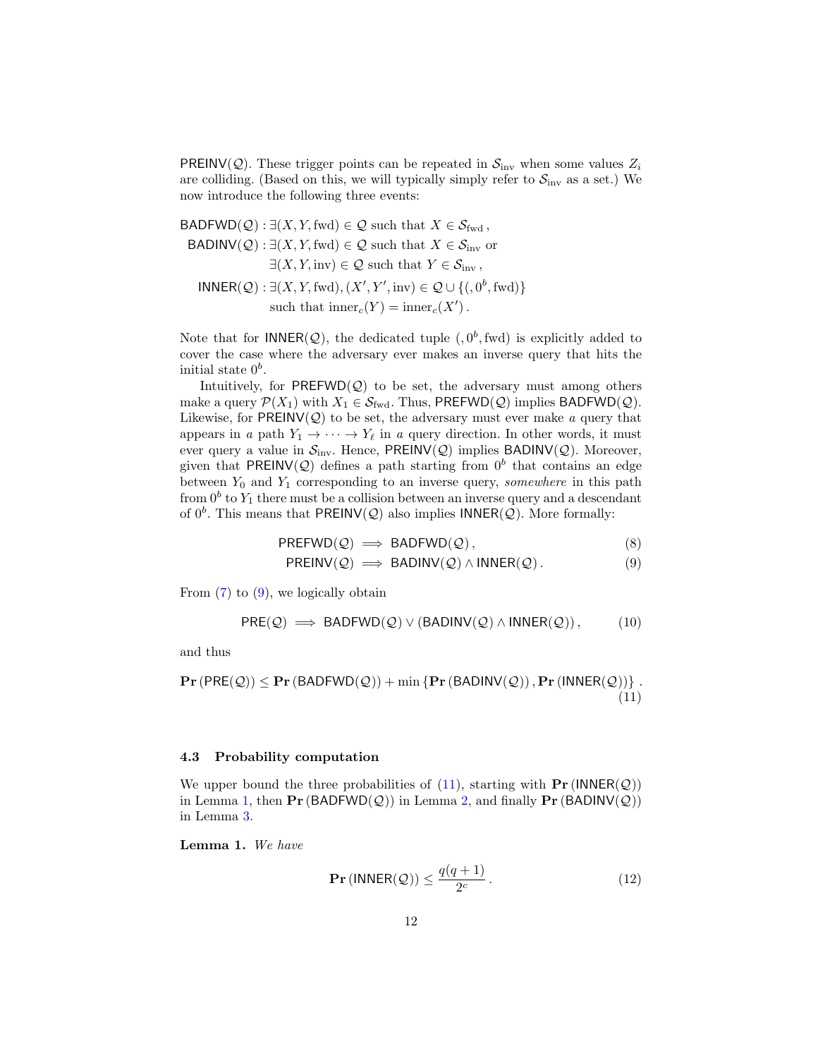$\mathsf{PREINV}(\mathcal{Q})$. These trigger points can be repeated in $\mathcal{S}_{\mathrm{inv}}$ when some values $Z_i$ are colliding. (Based on this, we will typically simply refer to $\mathcal{S}_{\mathrm{inv}}$ as a set.) We now introduce the following three events:

$$
\begin{aligned}
\mathsf{BADFWD}(\mathcal{Q}) &: \exists (X, Y, \mathrm{fwd}) \in \mathcal{Q} \text{ such that } X \in \mathcal{S}_{\mathrm{fwd}}\,, \\
\mathsf{BADINV}(\mathcal{Q}) &: \exists (X, Y, \mathrm{fwd}) \in \mathcal{Q} \text{ such that } X \in \mathcal{S}_{\mathrm{inv}} \text{ or} \\
&\quad\ \exists (X, Y, \mathrm{inv}) \in \mathcal{Q} \text{ such that } Y \in \mathcal{S}_{\mathrm{inv}}\,, \\
\mathsf{INNER}(\mathcal{Q}) &: \exists (X, Y, \mathrm{fwd}), (X', Y', \mathrm{inv}) \in \mathcal{Q} \cup \{(, 0^b, \mathrm{fwd})\} \\
&\quad\ \text{such that } \mathrm{inner}_c(Y) = \mathrm{inner}_c(X')\,.
\end{aligned}
$$

Note that for $\mathsf{INNER}(\mathcal{Q})$, the dedicated tuple $(, 0^b, \mathrm{fwd})$ is explicitly added to cover the case where the adversary ever makes an inverse query that hits the initial state $0^b$.

Intuitively, for $\mathsf{PREFWD}(\mathcal{Q})$ to be set, the adversary must among others make a query $\mathcal{P}(X_1)$ with $X_1 \in \mathcal{S}_{\mathrm{fwd}}$. Thus, $\mathsf{PREFWD}(\mathcal{Q})$ implies $\mathsf{BADFWD}(\mathcal{Q})$. Likewise, for $\mathsf{PREINV}(\mathcal{Q})$ to be set, the adversary must ever make *a* query that appears in *a* path $Y_1 \to \cdots \to Y_\ell$ in *a* query direction. In other words, it must ever query a value in $\mathcal{S}_{\mathrm{inv}}$. Hence, $\mathsf{PREINV}(\mathcal{Q})$ implies $\mathsf{BADINV}(\mathcal{Q})$. Moreover, given that $\mathsf{PREINV}(\mathcal{Q})$ defines a path starting from $0^b$ that contains an edge between $Y_0$ and $Y_1$ corresponding to an inverse query, *somewhere* in this path from $0^b$ to $Y_1$ there must be a collision between an inverse query and a descendant of $0^b$. This means that $\mathsf{PREINV}(\mathcal{Q})$ also implies $\mathsf{INNER}(\mathcal{Q})$. More formally:

$$\mathsf{PREFWD}(\mathcal{Q}) \implies \mathsf{BADFWD}(\mathcal{Q})\,, \tag{8}$$

$$\mathsf{PREINV}(\mathcal{Q}) \implies \mathsf{BADINV}(\mathcal{Q}) \wedge \mathsf{INNER}(\mathcal{Q})\,. \tag{9}$$

From (7) to (9), we logically obtain

$$\mathsf{PRE}(\mathcal{Q}) \implies \mathsf{BADFWD}(\mathcal{Q}) \vee (\mathsf{BADINV}(\mathcal{Q}) \wedge \mathsf{INNER}(\mathcal{Q}))\,, \tag{10}$$

and thus

$$\mathbf{Pr}\left(\mathsf{PRE}(\mathcal{Q})\right) \leq \mathbf{Pr}\left(\mathsf{BADFWD}(\mathcal{Q})\right) + \min\left\{\mathbf{Pr}\left(\mathsf{BADINV}(\mathcal{Q})\right), \mathbf{Pr}\left(\mathsf{INNER}(\mathcal{Q})\right)\right\}\,. \tag{11}$$

### 4.3 Probability computation

We upper bound the three probabilities of (11), starting with $\mathbf{Pr}\left(\mathsf{INNER}(\mathcal{Q})\right)$ in Lemma 1, then $\mathbf{Pr}\left(\mathsf{BADFWD}(\mathcal{Q})\right)$ in Lemma 2, and finally $\mathbf{Pr}\left(\mathsf{BADINV}(\mathcal{Q})\right)$ in Lemma 3.

**Lemma 1.** *We have*

$$\mathbf{Pr}\left(\mathsf{INNER}(\mathcal{Q})\right) \leq \frac{q(q+1)}{2^c}\,. \tag{12}$$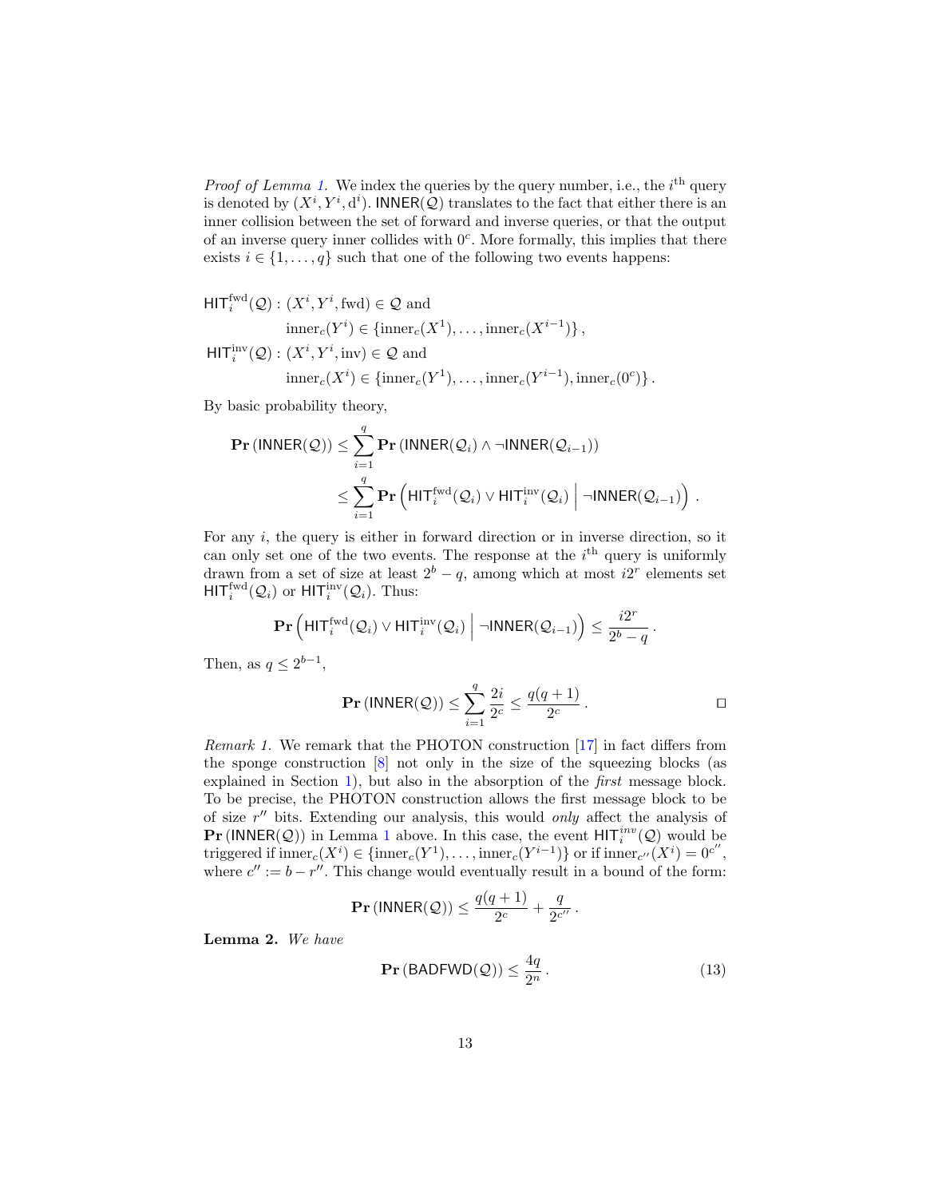*Proof of Lemma 1.* We index the queries by the query number, i.e., the $i^{\text{th}}$ query is denoted by $(X^i, Y^i, \mathrm{d}^i)$. $\mathsf{INNER}(\mathcal{Q})$ translates to the fact that either there is an inner collision between the set of forward and inverse queries, or that the output of an inverse query inner collides with $0^c$. More formally, this implies that there exists $i \in \{1, \ldots, q\}$ such that one of the following two events happens:

$$
\begin{aligned}
\mathsf{HIT}_i^{\text{fwd}}(\mathcal{Q}) : \ & (X^i, Y^i, \text{fwd}) \in \mathcal{Q} \text{ and} \\
& \text{inner}_c(Y^i) \in \{\text{inner}_c(X^1), \ldots, \text{inner}_c(X^{i-1})\}\,, \\
\mathsf{HIT}_i^{\text{inv}}(\mathcal{Q}) : \ & (X^i, Y^i, \text{inv}) \in \mathcal{Q} \text{ and} \\
& \text{inner}_c(X^i) \in \{\text{inner}_c(Y^1), \ldots, \text{inner}_c(Y^{i-1}), \text{inner}_c(0^c)\}\,.
\end{aligned}
$$

By basic probability theory,

$$
\begin{aligned}
\mathbf{Pr}\left(\mathsf{INNER}(\mathcal{Q})\right) &\leq \sum_{i=1}^{q} \mathbf{Pr}\left(\mathsf{INNER}(\mathcal{Q}_i) \wedge \neg\mathsf{INNER}(\mathcal{Q}_{i-1})\right) \\
&\leq \sum_{i=1}^{q} \mathbf{Pr}\left(\mathsf{HIT}_i^{\text{fwd}}(\mathcal{Q}_i) \vee \mathsf{HIT}_i^{\text{inv}}(\mathcal{Q}_i) \;\middle|\; \neg\mathsf{INNER}(\mathcal{Q}_{i-1})\right)\,.
\end{aligned}
$$

For any $i$, the query is either in forward direction or in inverse direction, so it can only set one of the two events. The response at the $i^{\text{th}}$ query is uniformly drawn from a set of size at least $2^b - q$, among which at most $i2^r$ elements set $\mathsf{HIT}_i^{\text{fwd}}(\mathcal{Q}_i)$ or $\mathsf{HIT}_i^{\text{inv}}(\mathcal{Q}_i)$. Thus:

$$
\mathbf{Pr}\left(\mathsf{HIT}_i^{\text{fwd}}(\mathcal{Q}_i) \vee \mathsf{HIT}_i^{\text{inv}}(\mathcal{Q}_i) \;\middle|\; \neg\mathsf{INNER}(\mathcal{Q}_{i-1})\right) \leq \frac{i2^r}{2^b - q}\,.
$$

Then, as $q \leq 2^{b-1}$,

$$
\mathbf{Pr}\left(\mathsf{INNER}(\mathcal{Q})\right) \leq \sum_{i=1}^{q} \frac{2i}{2^c} \leq \frac{q(q+1)}{2^c}\,. \qquad \square
$$

*Remark 1.* We remark that the PHOTON construction [17] in fact differs from the sponge construction [8] not only in the size of the squeezing blocks (as explained in Section 1), but also in the absorption of the *first* message block. To be precise, the PHOTON construction allows the first message block to be of size $r''$ bits. Extending our analysis, this would *only* affect the analysis of $\mathbf{Pr}\left(\mathsf{INNER}(\mathcal{Q})\right)$ in Lemma 1 above. In this case, the event $\mathsf{HIT}_i^{inv}(\mathcal{Q})$ would be triggered if $\text{inner}_c(X^i) \in \{\text{inner}_c(Y^1), \ldots, \text{inner}_c(Y^{i-1})\}$ or if $\text{inner}_{c''}(X^i) = 0^{c''}$, where $c'' := b - r''$. This change would eventually result in a bound of the form:

$$
\mathbf{Pr}\left(\mathsf{INNER}(\mathcal{Q})\right) \leq \frac{q(q+1)}{2^c} + \frac{q}{2^{c''}}\,.
$$

**Lemma 2.** *We have*

$$
\mathbf{Pr}\left(\mathsf{BADFWD}(\mathcal{Q})\right) \leq \frac{4q}{2^n}\,. \tag{13}
$$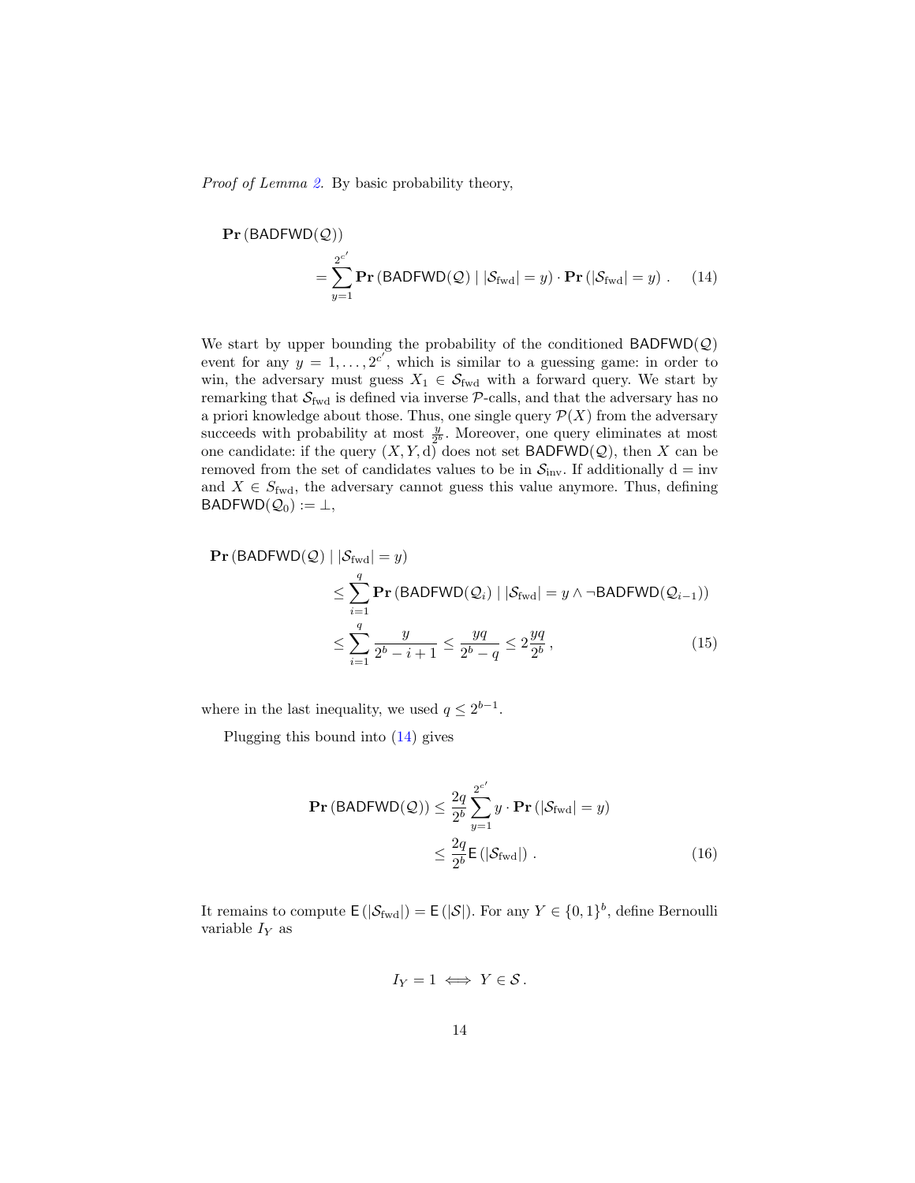*Proof of Lemma 2.* By basic probability theory,

$$
\begin{aligned}
&\mathbf{Pr}\left(\mathsf{BADFWD}(\mathcal{Q})\right) \\
&\qquad = \sum_{y=1}^{2^{c'}} \mathbf{Pr}\left(\mathsf{BADFWD}(\mathcal{Q}) \mid |\mathcal{S}_{\text{fwd}}| = y\right) \cdot \mathbf{Pr}\left(|\mathcal{S}_{\text{fwd}}| = y\right) . \qquad (14)
\end{aligned}
$$

We start by upper bounding the probability of the conditioned $\mathsf{BADFWD}(\mathcal{Q})$ event for any $y = 1, \ldots, 2^{c'}$, which is similar to a guessing game: in order to win, the adversary must guess $X_1 \in \mathcal{S}_{\text{fwd}}$ with a forward query. We start by remarking that $\mathcal{S}_{\text{fwd}}$ is defined via inverse $\mathcal{P}$-calls, and that the adversary has no a priori knowledge about those. Thus, one single query $\mathcal{P}(X)$ from the adversary succeeds with probability at most $\frac{y}{2^b}$. Moreover, one query eliminates at most one candidate: if the query $(X, Y, \mathrm{d})$ does not set $\mathsf{BADFWD}(\mathcal{Q})$, then $X$ can be removed from the set of candidates values to be in $\mathcal{S}_{\text{inv}}$. If additionally $\mathrm{d} = \mathrm{inv}$ and $X \in S_{\text{fwd}}$, the adversary cannot guess this value anymore. Thus, defining $\mathsf{BADFWD}(\mathcal{Q}_0) := \perp$,

$$
\begin{aligned}
&\mathbf{Pr}\left(\mathsf{BADFWD}(\mathcal{Q}) \mid |\mathcal{S}_{\text{fwd}}| = y\right) \\
&\qquad \le \sum_{i=1}^{q} \mathbf{Pr}\left(\mathsf{BADFWD}(\mathcal{Q}_i) \mid |\mathcal{S}_{\text{fwd}}| = y \wedge \neg\mathsf{BADFWD}(\mathcal{Q}_{i-1})\right) \\
&\qquad \le \sum_{i=1}^{q} \frac{y}{2^b - i + 1} \le \frac{yq}{2^b - q} \le 2\frac{yq}{2^b} , \qquad (15)
\end{aligned}
$$

where in the last inequality, we used $q \le 2^{b-1}$.

Plugging this bound into (14) gives

$$
\begin{aligned}
\mathbf{Pr}\left(\mathsf{BADFWD}(\mathcal{Q})\right) &\le \frac{2q}{2^b} \sum_{y=1}^{2^{c'}} y \cdot \mathbf{Pr}\left(|\mathcal{S}_{\text{fwd}}| = y\right) \\
&\le \frac{2q}{2^b} \mathsf{E}\left(|\mathcal{S}_{\text{fwd}}|\right) . \qquad (16)
\end{aligned}
$$

It remains to compute $\mathsf{E}\left(|\mathcal{S}_{\text{fwd}}|\right) = \mathsf{E}\left(|\mathcal{S}|\right)$. For any $Y \in \{0,1\}^b$, define Bernoulli variable $I_Y$ as

$$
I_Y = 1 \iff Y \in \mathcal{S} .
$$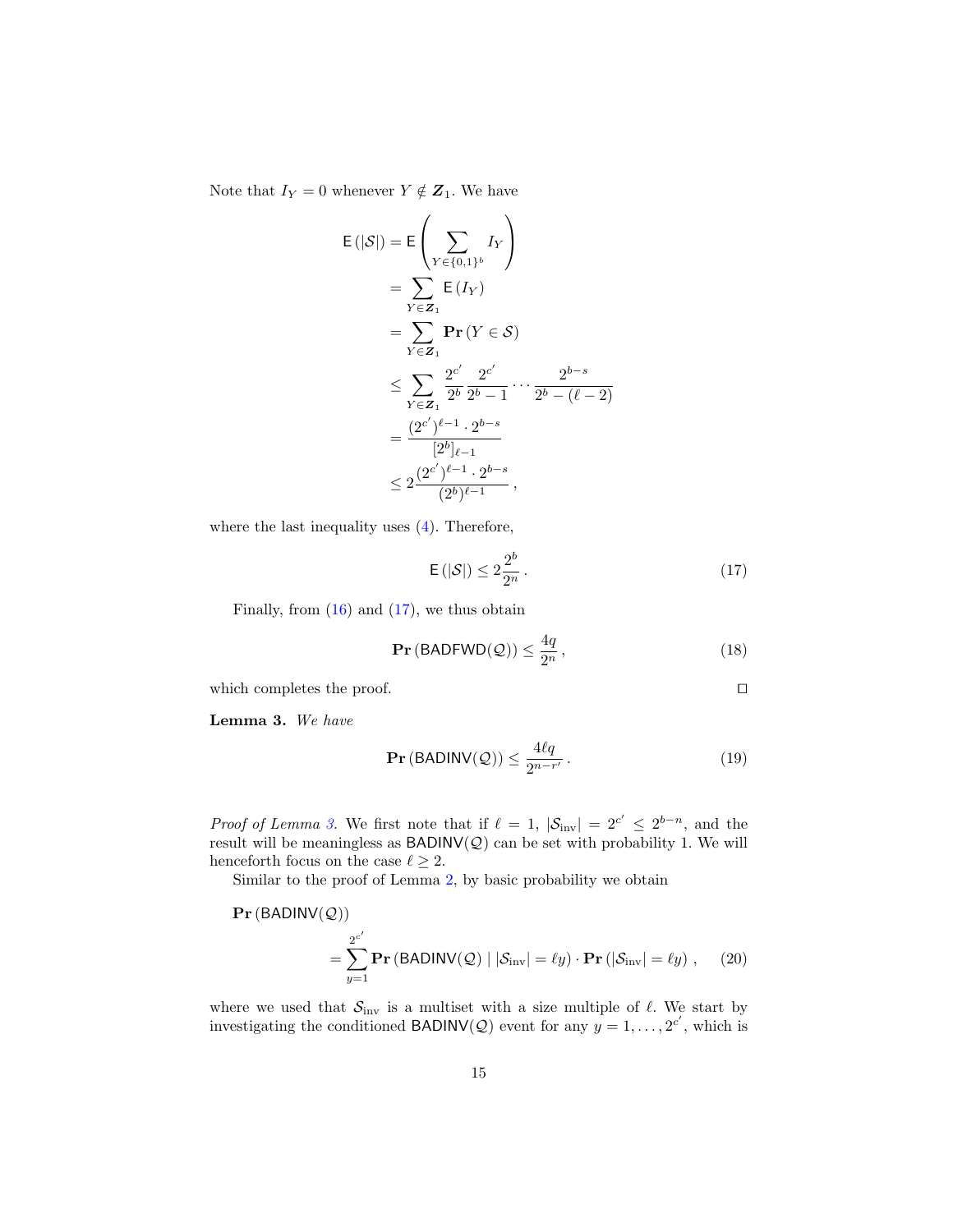Note that $I_Y = 0$ whenever $Y \notin \boldsymbol{Z}_1$. We have

$$
\begin{aligned}
\mathsf{E}(|\mathcal{S}|) &= \mathsf{E}\left(\sum_{Y \in \{0,1\}^b} I_Y\right) \\
&= \sum_{Y \in \boldsymbol{Z}_1} \mathsf{E}(I_Y) \\
&= \sum_{Y \in \boldsymbol{Z}_1} \mathbf{Pr}(Y \in \mathcal{S}) \\
&\leq \sum_{Y \in \boldsymbol{Z}_1} \frac{2^{c'}}{2^b} \frac{2^{c'}}{2^b - 1} \cdots \frac{2^{b-s}}{2^b - (\ell - 2)} \\
&= \frac{(2^{c'})^{\ell-1} \cdot 2^{b-s}}{[2^b]_{\ell-1}} \\
&\leq 2 \frac{(2^{c'})^{\ell-1} \cdot 2^{b-s}}{(2^b)^{\ell-1}} \,,
\end{aligned}
$$

where the last inequality uses (4). Therefore,

$$
\mathsf{E}(|\mathcal{S}|) \leq 2 \frac{2^b}{2^n} \,. \tag{17}
$$

Finally, from (16) and (17), we thus obtain

$$
\mathbf{Pr}(\mathsf{BADFWD}(\mathcal{Q})) \leq \frac{4q}{2^n} \,, \tag{18}
$$

which completes the proof. □

**Lemma 3.** *We have*

$$
\mathbf{Pr}(\mathsf{BADINV}(\mathcal{Q})) \leq \frac{4\ell q}{2^{n-r'}} \,. \tag{19}
$$

*Proof of Lemma 3.* We first note that if $\ell = 1$, $|\mathcal{S}_{\text{inv}}| = 2^{c'} \leq 2^{b-n}$, and the result will be meaningless as $\mathsf{BADINV}(\mathcal{Q})$ can be set with probability 1. We will henceforth focus on the case $\ell \geq 2$.

Similar to the proof of Lemma 2, by basic probability we obtain

$$
\begin{aligned}
&\mathbf{Pr}(\mathsf{BADINV}(\mathcal{Q})) \\
&\qquad = \sum_{y=1}^{2^{c'}} \mathbf{Pr}(\mathsf{BADINV}(\mathcal{Q}) \mid |\mathcal{S}_{\text{inv}}| = \ell y) \cdot \mathbf{Pr}(|\mathcal{S}_{\text{inv}}| = \ell y) \,,
\end{aligned} \tag{20}
$$

where we used that $\mathcal{S}_{\text{inv}}$ is a multiset with a size multiple of $\ell$. We start by investigating the conditioned $\mathsf{BADINV}(\mathcal{Q})$ event for any $y = 1, \ldots, 2^{c'}$, which is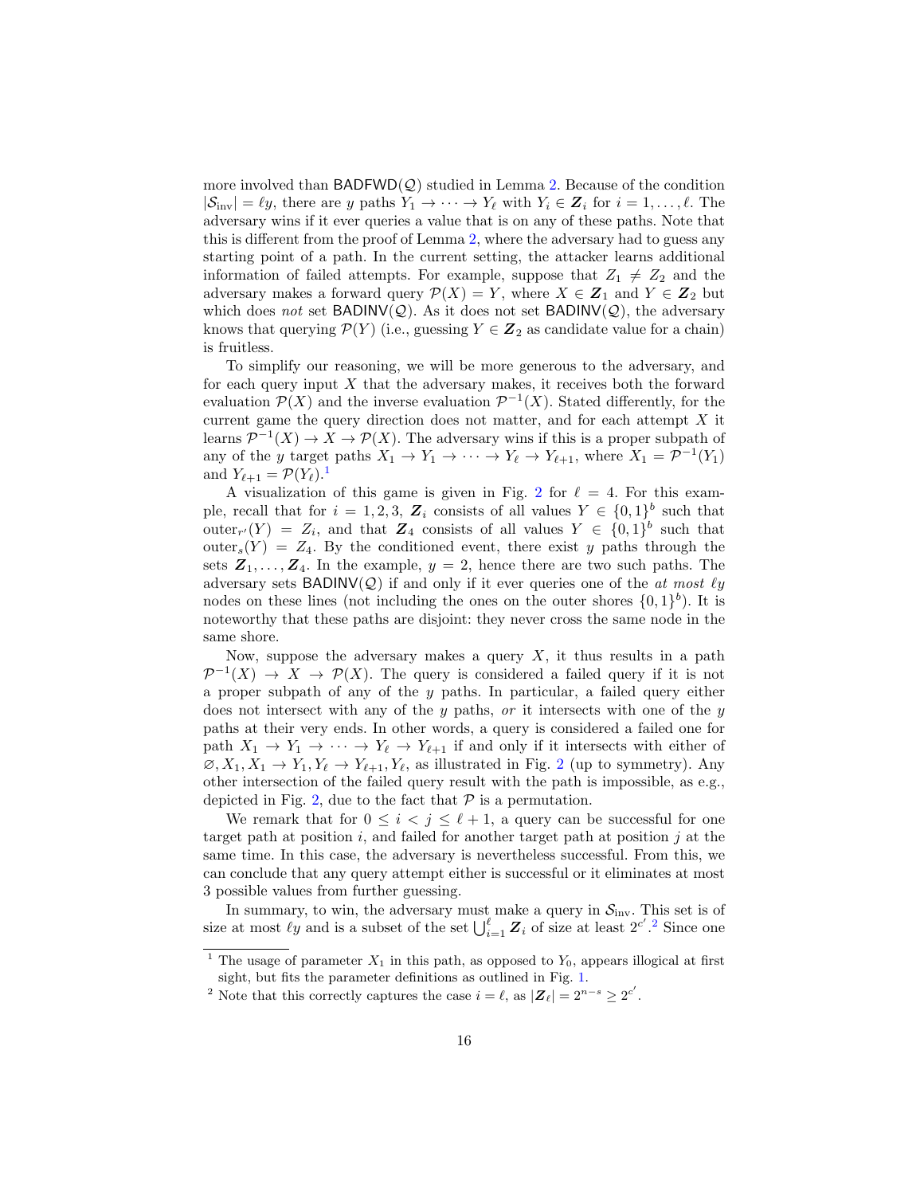more involved than $\mathsf{BADFWD}(\mathcal{Q})$ studied in Lemma 2. Because of the condition $|\mathcal{S}_{\mathrm{inv}}| = \ell y$, there are $y$ paths $Y_1 \to \cdots \to Y_\ell$ with $Y_i \in \boldsymbol{Z}_i$ for $i = 1, \ldots, \ell$. The adversary wins if it ever queries a value that is on any of these paths. Note that this is different from the proof of Lemma 2, where the adversary had to guess any starting point of a path. In the current setting, the attacker learns additional information of failed attempts. For example, suppose that $Z_1 \neq Z_2$ and the adversary makes a forward query $\mathcal{P}(X) = Y$, where $X \in \boldsymbol{Z}_1$ and $Y \in \boldsymbol{Z}_2$ but which does *not* set $\mathsf{BADINV}(\mathcal{Q})$. As it does not set $\mathsf{BADINV}(\mathcal{Q})$, the adversary knows that querying $\mathcal{P}(Y)$ (i.e., guessing $Y \in \boldsymbol{Z}_2$ as candidate value for a chain) is fruitless.

To simplify our reasoning, we will be more generous to the adversary, and for each query input $X$ that the adversary makes, it receives both the forward evaluation $\mathcal{P}(X)$ and the inverse evaluation $\mathcal{P}^{-1}(X)$. Stated differently, for the current game the query direction does not matter, and for each attempt $X$ it learns $\mathcal{P}^{-1}(X) \to X \to \mathcal{P}(X)$. The adversary wins if this is a proper subpath of any of the $y$ target paths $X_1 \to Y_1 \to \cdots \to Y_\ell \to Y_{\ell+1}$, where $X_1 = \mathcal{P}^{-1}(Y_1)$ and $Y_{\ell+1} = \mathcal{P}(Y_\ell)$.[1]

A visualization of this game is given in Fig. 2 for $\ell = 4$. For this example, recall that for $i = 1, 2, 3$, $\boldsymbol{Z}_i$ consists of all values $Y \in \{0,1\}^b$ such that $\mathrm{outer}_{r'}(Y) = Z_i$, and that $\boldsymbol{Z}_4$ consists of all values $Y \in \{0,1\}^b$ such that $\mathrm{outer}_s(Y) = Z_4$. By the conditioned event, there exist $y$ paths through the sets $\boldsymbol{Z}_1, \ldots, \boldsymbol{Z}_4$. In the example, $y = 2$, hence there are two such paths. The adversary sets $\mathsf{BADINV}(\mathcal{Q})$ if and only if it ever queries one of the *at most* $\ell y$ nodes on these lines (not including the ones on the outer shores $\{0,1\}^b$). It is noteworthy that these paths are disjoint: they never cross the same node in the same shore.

Now, suppose the adversary makes a query $X$, it thus results in a path $\mathcal{P}^{-1}(X) \to X \to \mathcal{P}(X)$. The query is considered a failed query if it is not a proper subpath of any of the $y$ paths. In particular, a failed query either does not intersect with any of the $y$ paths, *or* it intersects with one of the $y$ paths at their very ends. In other words, a query is considered a failed one for path $X_1 \to Y_1 \to \cdots \to Y_\ell \to Y_{\ell+1}$ if and only if it intersects with either of $\varnothing, X_1, X_1 \to Y_1, Y_\ell \to Y_{\ell+1}, Y_\ell$, as illustrated in Fig. 2 (up to symmetry). Any other intersection of the failed query result with the path is impossible, as e.g., depicted in Fig. 2, due to the fact that $\mathcal{P}$ is a permutation.

We remark that for $0 \leq i < j \leq \ell + 1$, a query can be successful for one target path at position $i$, and failed for another target path at position $j$ at the same time. In this case, the adversary is nevertheless successful. From this, we can conclude that any query attempt either is successful or it eliminates at most 3 possible values from further guessing.

In summary, to win, the adversary must make a query in $\mathcal{S}_{\mathrm{inv}}$. This set is of size at most $\ell y$ and is a subset of the set $\bigcup_{i=1}^{\ell} \boldsymbol{Z}_i$ of size at least $2^{c'}$.[2] Since one

---

[1] The usage of parameter $X_1$ in this path, as opposed to $Y_0$, appears illogical at first sight, but fits the parameter definitions as outlined in Fig. 1.

[2] Note that this correctly captures the case $i = \ell$, as $|\boldsymbol{Z}_\ell| = 2^{n-s} \geq 2^{c'}$.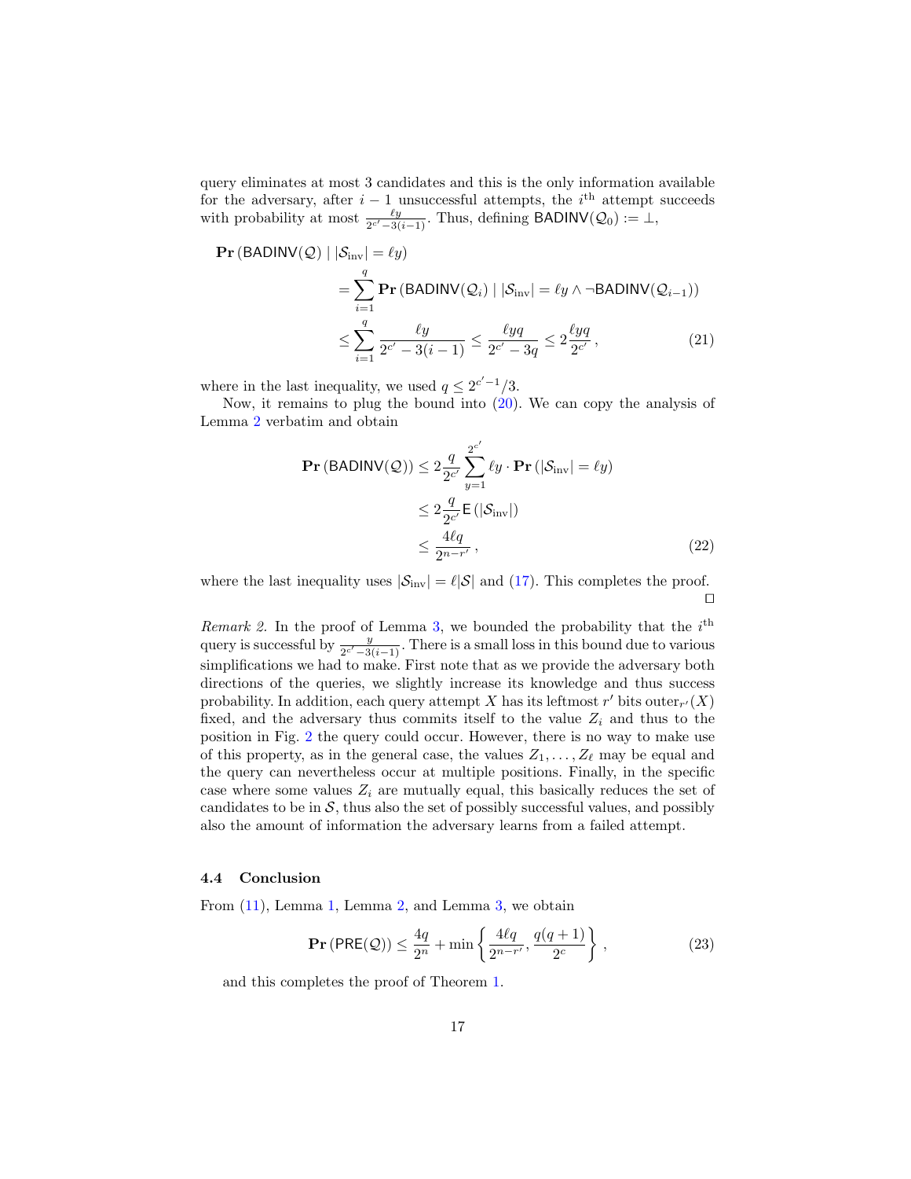query eliminates at most 3 candidates and this is the only information available for the adversary, after $i-1$ unsuccessful attempts, the $i^{\text{th}}$ attempt succeeds with probability at most $\frac{\ell y}{2^{c'}-3(i-1)}$. Thus, defining $\mathsf{BADINV}(\mathcal{Q}_0) := \bot$,

$$
\begin{aligned}
&\mathbf{Pr}\left(\mathsf{BADINV}(\mathcal{Q}) \mid |\mathcal{S}_{\text{inv}}| = \ell y\right) \\
&\qquad = \sum_{i=1}^{q} \mathbf{Pr}\left(\mathsf{BADINV}(\mathcal{Q}_i) \mid |\mathcal{S}_{\text{inv}}| = \ell y \wedge \neg \mathsf{BADINV}(\mathcal{Q}_{i-1})\right) \\
&\qquad \leq \sum_{i=1}^{q} \frac{\ell y}{2^{c'} - 3(i-1)} \leq \frac{\ell y q}{2^{c'} - 3q} \leq 2\frac{\ell y q}{2^{c'}}\,, \qquad (21)
\end{aligned}
$$

where in the last inequality, we used $q \leq 2^{c'-1}/3$.

Now, it remains to plug the bound into (20). We can copy the analysis of Lemma 2 verbatim and obtain

$$
\begin{aligned}
\mathbf{Pr}\left(\mathsf{BADINV}(\mathcal{Q})\right) &\leq 2\frac{q}{2^{c'}} \sum_{y=1}^{2^{c'}} \ell y \cdot \mathbf{Pr}\left(|\mathcal{S}_{\text{inv}}| = \ell y\right) \\
&\leq 2\frac{q}{2^{c'}} \mathsf{E}\left(|\mathcal{S}_{\text{inv}}|\right) \\
&\leq \frac{4\ell q}{2^{n-r'}}\,, \qquad (22)
\end{aligned}
$$

where the last inequality uses $|\mathcal{S}_{\text{inv}}| = \ell|\mathcal{S}|$ and (17). This completes the proof. ◻

*Remark 2.* In the proof of Lemma 3, we bounded the probability that the $i^{\text{th}}$ query is successful by $\frac{y}{2^{c'}-3(i-1)}$. There is a small loss in this bound due to various simplifications we had to make. First note that as we provide the adversary both directions of the queries, we slightly increase its knowledge and thus success probability. In addition, each query attempt $X$ has its leftmost $r'$ bits $\text{outer}_{r'}(X)$ fixed, and the adversary thus commits itself to the value $Z_i$ and thus to the position in Fig. 2 the query could occur. However, there is no way to make use of this property, as in the general case, the values $Z_1, \ldots, Z_\ell$ may be equal and the query can nevertheless occur at multiple positions. Finally, in the specific case where some values $Z_i$ are mutually equal, this basically reduces the set of candidates to be in $\mathcal{S}$, thus also the set of possibly successful values, and possibly also the amount of information the adversary learns from a failed attempt.

### 4.4 Conclusion

From (11), Lemma 1, Lemma 2, and Lemma 3, we obtain

$$
\mathbf{Pr}\left(\mathsf{PRE}(\mathcal{Q})\right) \leq \frac{4q}{2^n} + \min\left\{\frac{4\ell q}{2^{n-r'}}, \frac{q(q+1)}{2^c}\right\}\,, \qquad (23)
$$

and this completes the proof of Theorem 1.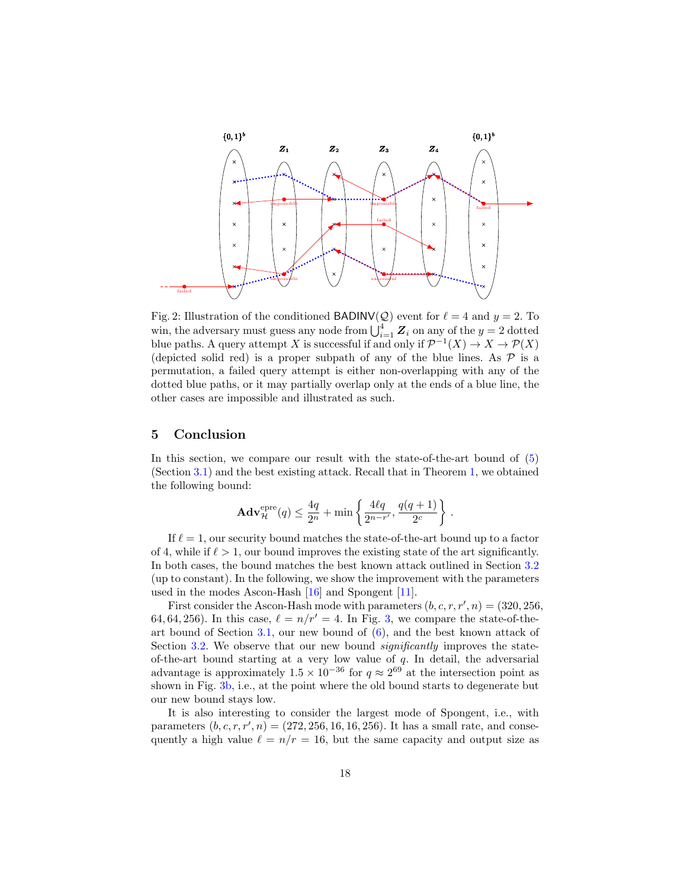Fig. 2: Illustration of the conditioned $\mathsf{BADINV}(\mathcal{Q})$ event for $\ell = 4$ and $y = 2$. To win, the adversary must guess any node from $\bigcup_{i=1}^{4} \boldsymbol{Z}_i$ on any of the $y = 2$ dotted blue paths. A query attempt $X$ is successful if and only if $\mathcal{P}^{-1}(X) \to X \to \mathcal{P}(X)$ (depicted solid red) is a proper subpath of any of the blue lines. As $\mathcal{P}$ is a permutation, a failed query attempt is either non-overlapping with any of the dotted blue paths, or it may partially overlap only at the ends of a blue line, the other cases are impossible and illustrated as such.

## 5 Conclusion

In this section, we compare our result with the state-of-the-art bound of (5) (Section 3.1) and the best existing attack. Recall that in Theorem 1, we obtained the following bound:

$$\mathbf{Adv}_{\mathcal{H}}^{\text{epre}}(q) \leq \frac{4q}{2^n} + \min\left\{\frac{4\ell q}{2^{n-r'}}, \frac{q(q+1)}{2^c}\right\}.$$

If $\ell = 1$, our security bound matches the state-of-the-art bound up to a factor of 4, while if $\ell > 1$, our bound improves the existing state of the art significantly. In both cases, the bound matches the best known attack outlined in Section 3.2 (up to constant). In the following, we show the improvement with the parameters used in the modes Ascon-Hash [16] and Spongent [11].

First consider the Ascon-Hash mode with parameters $(b, c, r, r', n) = (320, 256, 64, 64, 256)$. In this case, $\ell = n/r' = 4$. In Fig. 3, we compare the state-of-the-art bound of Section 3.1, our new bound of (6), and the best known attack of Section 3.2. We observe that our new bound *significantly* improves the state-of-the-art bound starting at a very low value of $q$. In detail, the adversarial advantage is approximately $1.5 \times 10^{-36}$ for $q \approx 2^{69}$ at the intersection point as shown in Fig. 3b, i.e., at the point where the old bound starts to degenerate but our new bound stays low.

It is also interesting to consider the largest mode of Spongent, i.e., with parameters $(b, c, r, r', n) = (272, 256, 16, 16, 256)$. It has a small rate, and consequently a high value $\ell = n/r = 16$, but the same capacity and output size as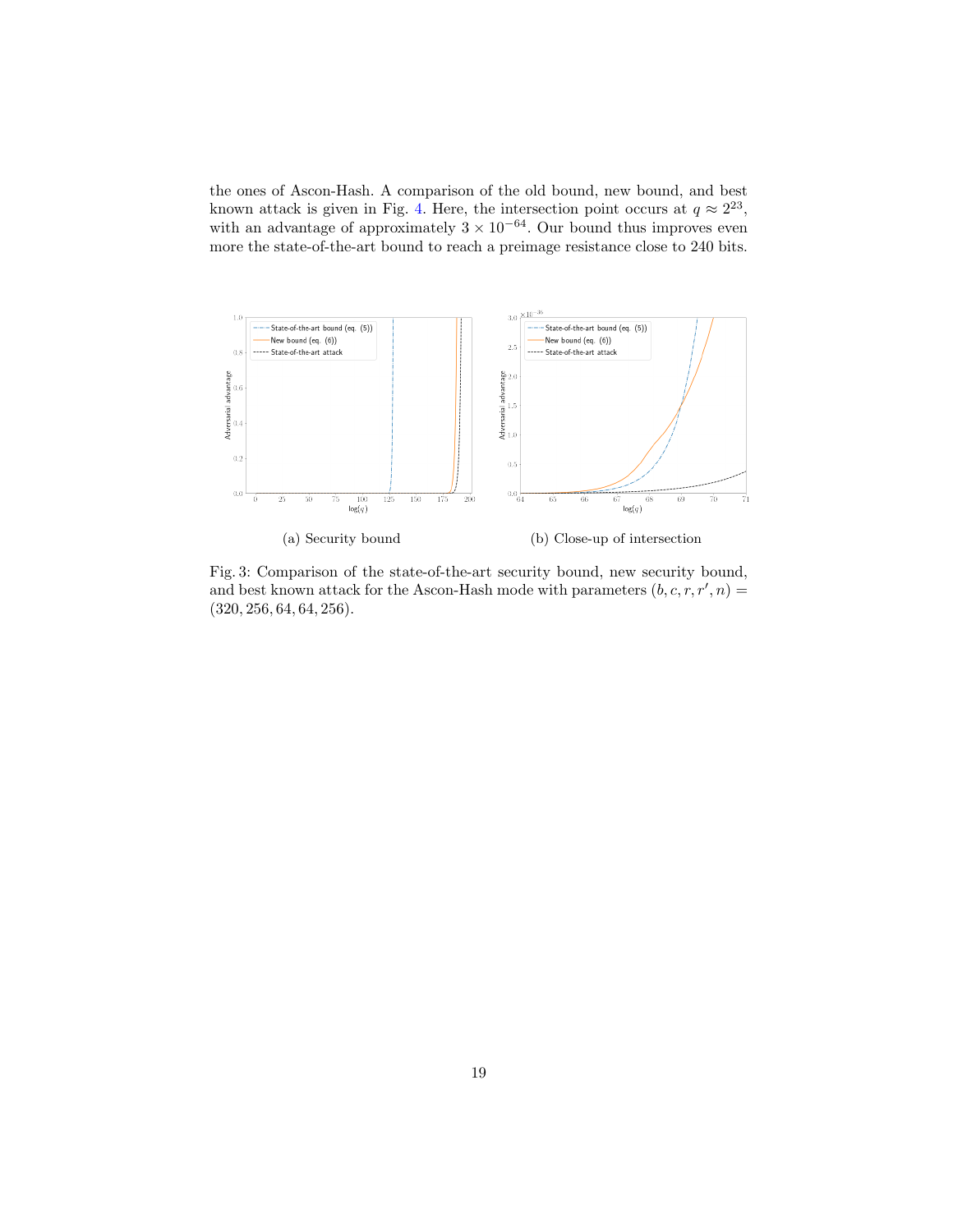the ones of Ascon-Hash. A comparison of the old bound, new bound, and best known attack is given in Fig. 4. Here, the intersection point occurs at $q \approx 2^{23}$, with an advantage of approximately $3 \times 10^{-64}$. Our bound thus improves even more the state-of-the-art bound to reach a preimage resistance close to 240 bits.

(a) Security bound

(b) Close-up of intersection

Fig. 3: Comparison of the state-of-the-art security bound, new security bound, and best known attack for the Ascon-Hash mode with parameters $(b, c, r, r', n) = (320, 256, 64, 64, 256)$.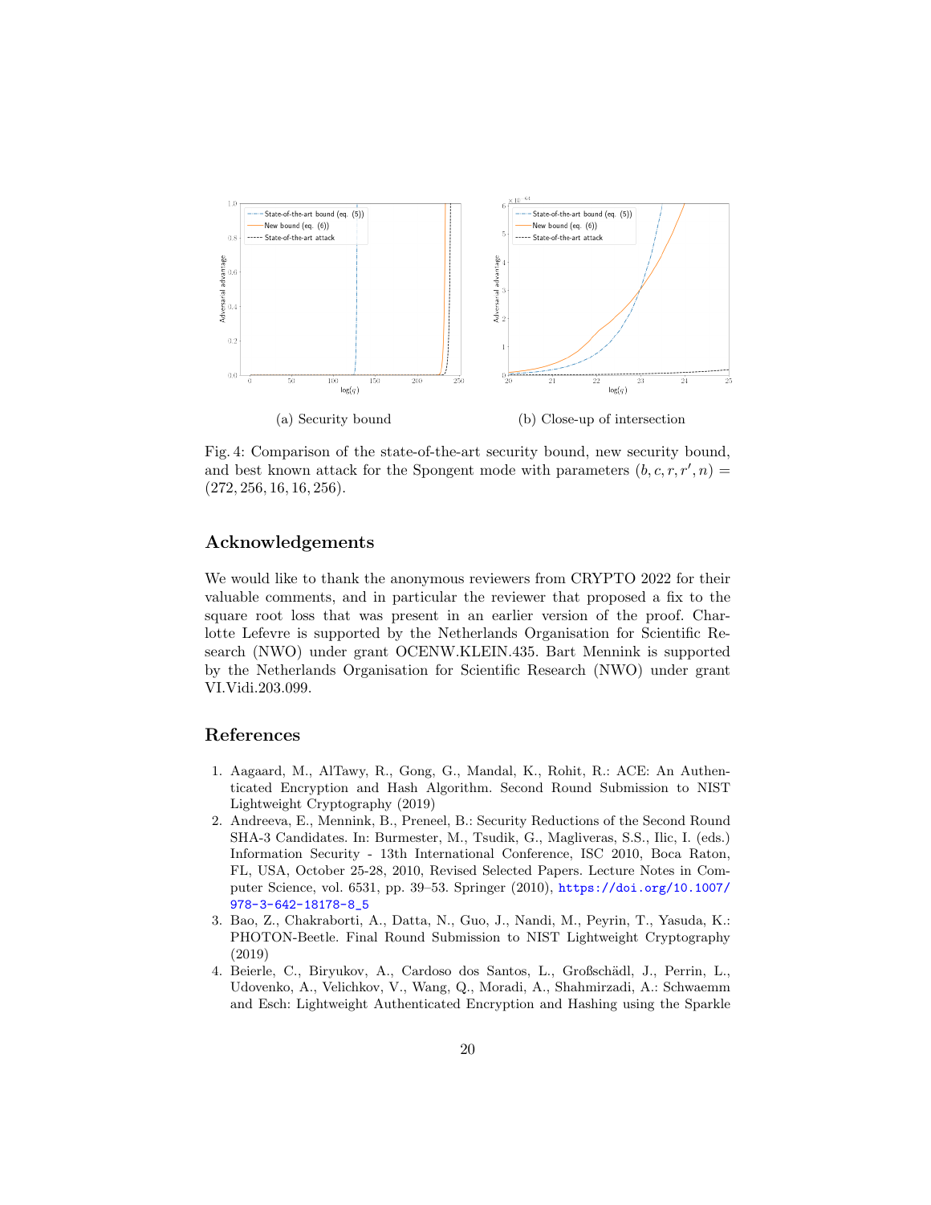(a) Security bound

(b) Close-up of intersection

Fig. 4: Comparison of the state-of-the-art security bound, new security bound, and best known attack for the Spongent mode with parameters $(b, c, r, r', n) = (272, 256, 16, 16, 256)$.

## Acknowledgements

We would like to thank the anonymous reviewers from CRYPTO 2022 for their valuable comments, and in particular the reviewer that proposed a fix to the square root loss that was present in an earlier version of the proof. Charlotte Lefevre is supported by the Netherlands Organisation for Scientific Research (NWO) under grant OCENW.KLEIN.435. Bart Mennink is supported by the Netherlands Organisation for Scientific Research (NWO) under grant VI.Vidi.203.099.

## References

1. Aagaard, M., AlTawy, R., Gong, G., Mandal, K., Rohit, R.: ACE: An Authenticated Encryption and Hash Algorithm. Second Round Submission to NIST Lightweight Cryptography (2019)
2. Andreeva, E., Mennink, B., Preneel, B.: Security Reductions of the Second Round SHA-3 Candidates. In: Burmester, M., Tsudik, G., Magliveras, S.S., Ilic, I. (eds.) Information Security - 13th International Conference, ISC 2010, Boca Raton, FL, USA, October 25-28, 2010, Revised Selected Papers. Lecture Notes in Computer Science, vol. 6531, pp. 39–53. Springer (2010), https://doi.org/10.1007/978-3-642-18178-8_5
3. Bao, Z., Chakraborti, A., Datta, N., Guo, J., Nandi, M., Peyrin, T., Yasuda, K.: PHOTON-Beetle. Final Round Submission to NIST Lightweight Cryptography (2019)
4. Beierle, C., Biryukov, A., Cardoso dos Santos, L., Großschädl, J., Perrin, L., Udovenko, A., Velichkov, V., Wang, Q., Moradi, A., Shahmirzadi, A.: Schwaemm and Esch: Lightweight Authenticated Encryption and Hashing using the Sparkle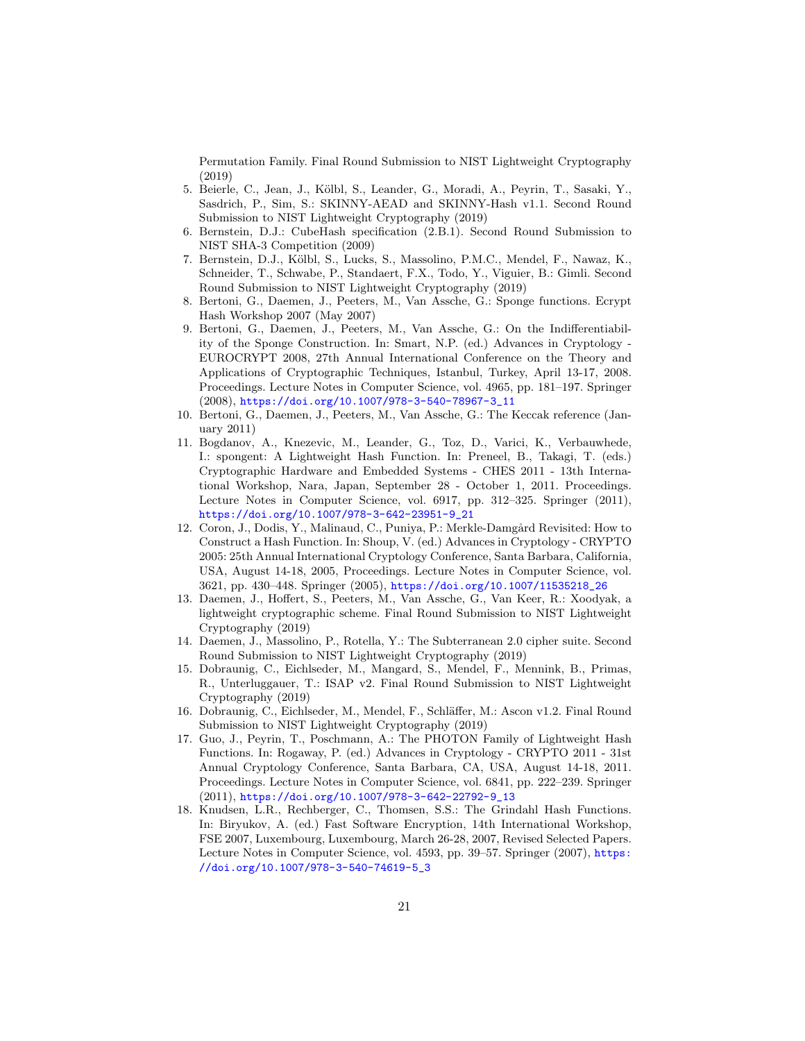Permutation Family. Final Round Submission to NIST Lightweight Cryptography (2019)

5. Beierle, C., Jean, J., Kölbl, S., Leander, G., Moradi, A., Peyrin, T., Sasaki, Y., Sasdrich, P., Sim, S.: SKINNY-AEAD and SKINNY-Hash v1.1. Second Round Submission to NIST Lightweight Cryptography (2019)
6. Bernstein, D.J.: CubeHash specification (2.B.1). Second Round Submission to NIST SHA-3 Competition (2009)
7. Bernstein, D.J., Kölbl, S., Lucks, S., Massolino, P.M.C., Mendel, F., Nawaz, K., Schneider, T., Schwabe, P., Standaert, F.X., Todo, Y., Viguier, B.: Gimli. Second Round Submission to NIST Lightweight Cryptography (2019)
8. Bertoni, G., Daemen, J., Peeters, M., Van Assche, G.: Sponge functions. Ecrypt Hash Workshop 2007 (May 2007)
9. Bertoni, G., Daemen, J., Peeters, M., Van Assche, G.: On the Indifferentiability of the Sponge Construction. In: Smart, N.P. (ed.) Advances in Cryptology - EUROCRYPT 2008, 27th Annual International Conference on the Theory and Applications of Cryptographic Techniques, Istanbul, Turkey, April 13-17, 2008. Proceedings. Lecture Notes in Computer Science, vol. 4965, pp. 181–197. Springer (2008), https://doi.org/10.1007/978-3-540-78967-3_11
10. Bertoni, G., Daemen, J., Peeters, M., Van Assche, G.: The Keccak reference (January 2011)
11. Bogdanov, A., Knezevic, M., Leander, G., Toz, D., Varici, K., Verbauwhede, I.: spongent: A Lightweight Hash Function. In: Preneel, B., Takagi, T. (eds.) Cryptographic Hardware and Embedded Systems - CHES 2011 - 13th International Workshop, Nara, Japan, September 28 - October 1, 2011. Proceedings. Lecture Notes in Computer Science, vol. 6917, pp. 312–325. Springer (2011), https://doi.org/10.1007/978-3-642-23951-9_21
12. Coron, J., Dodis, Y., Malinaud, C., Puniya, P.: Merkle-Damgård Revisited: How to Construct a Hash Function. In: Shoup, V. (ed.) Advances in Cryptology - CRYPTO 2005: 25th Annual International Cryptology Conference, Santa Barbara, California, USA, August 14-18, 2005, Proceedings. Lecture Notes in Computer Science, vol. 3621, pp. 430–448. Springer (2005), https://doi.org/10.1007/11535218_26
13. Daemen, J., Hoffert, S., Peeters, M., Van Assche, G., Van Keer, R.: Xoodyak, a lightweight cryptographic scheme. Final Round Submission to NIST Lightweight Cryptography (2019)
14. Daemen, J., Massolino, P., Rotella, Y.: The Subterranean 2.0 cipher suite. Second Round Submission to NIST Lightweight Cryptography (2019)
15. Dobraunig, C., Eichlseder, M., Mangard, S., Mendel, F., Mennink, B., Primas, R., Unterluggauer, T.: ISAP v2. Final Round Submission to NIST Lightweight Cryptography (2019)
16. Dobraunig, C., Eichlseder, M., Mendel, F., Schläffer, M.: Ascon v1.2. Final Round Submission to NIST Lightweight Cryptography (2019)
17. Guo, J., Peyrin, T., Poschmann, A.: The PHOTON Family of Lightweight Hash Functions. In: Rogaway, P. (ed.) Advances in Cryptology - CRYPTO 2011 - 31st Annual Cryptology Conference, Santa Barbara, CA, USA, August 14-18, 2011. Proceedings. Lecture Notes in Computer Science, vol. 6841, pp. 222–239. Springer (2011), https://doi.org/10.1007/978-3-642-22792-9_13
18. Knudsen, L.R., Rechberger, C., Thomsen, S.S.: The Grindahl Hash Functions. In: Biryukov, A. (ed.) Fast Software Encryption, 14th International Workshop, FSE 2007, Luxembourg, Luxembourg, March 26-28, 2007, Revised Selected Papers. Lecture Notes in Computer Science, vol. 4593, pp. 39–57. Springer (2007), https://doi.org/10.1007/978-3-540-74619-5_3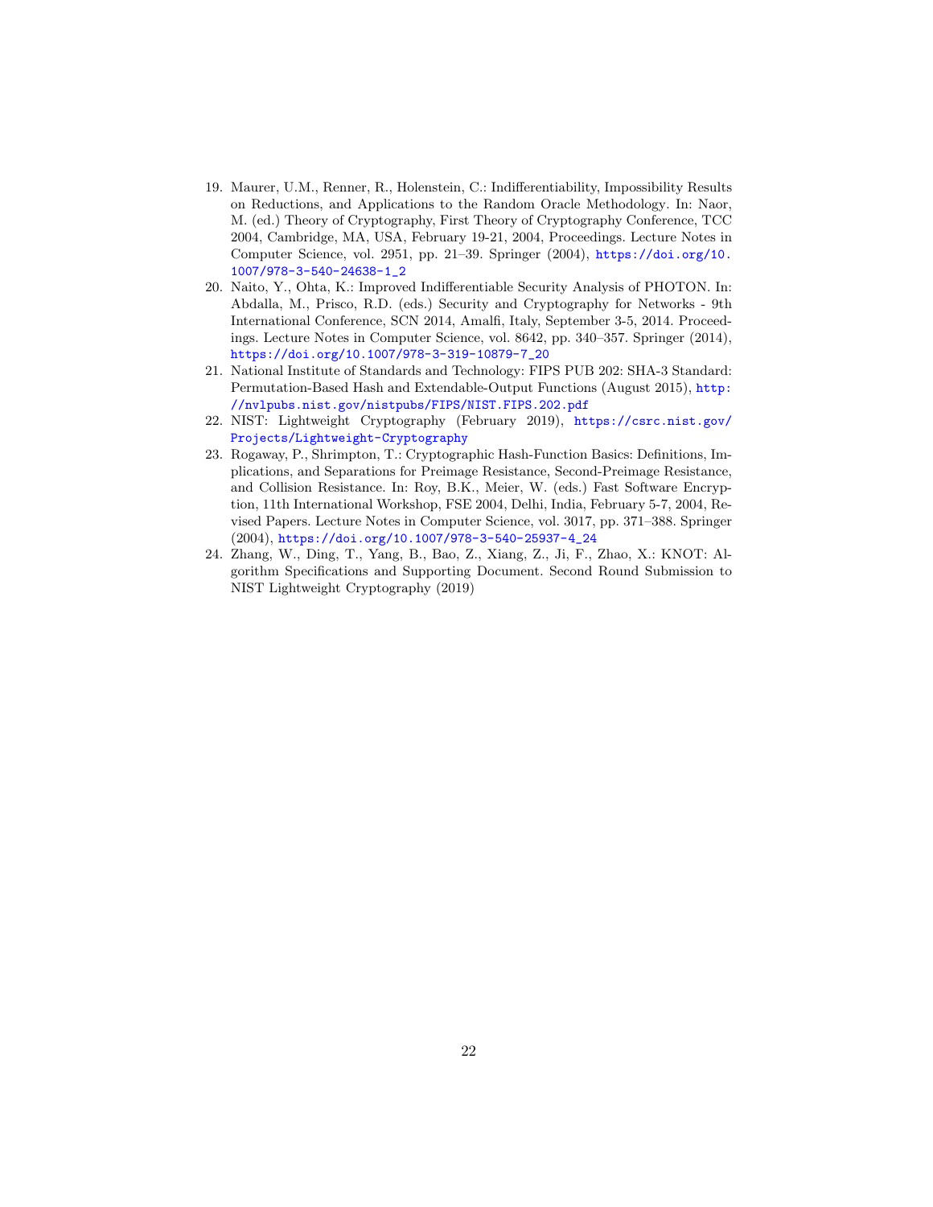19. Maurer, U.M., Renner, R., Holenstein, C.: Indifferentiability, Impossibility Results on Reductions, and Applications to the Random Oracle Methodology. In: Naor, M. (ed.) Theory of Cryptography, First Theory of Cryptography Conference, TCC 2004, Cambridge, MA, USA, February 19-21, 2004, Proceedings. Lecture Notes in Computer Science, vol. 2951, pp. 21–39. Springer (2004), https://doi.org/10.1007/978-3-540-24638-1_2
20. Naito, Y., Ohta, K.: Improved Indifferentiable Security Analysis of PHOTON. In: Abdalla, M., Prisco, R.D. (eds.) Security and Cryptography for Networks - 9th International Conference, SCN 2014, Amalfi, Italy, September 3-5, 2014. Proceedings. Lecture Notes in Computer Science, vol. 8642, pp. 340–357. Springer (2014), https://doi.org/10.1007/978-3-319-10879-7_20
21. National Institute of Standards and Technology: FIPS PUB 202: SHA-3 Standard: Permutation-Based Hash and Extendable-Output Functions (August 2015), http://nvlpubs.nist.gov/nistpubs/FIPS/NIST.FIPS.202.pdf
22. NIST: Lightweight Cryptography (February 2019), https://csrc.nist.gov/Projects/Lightweight-Cryptography
23. Rogaway, P., Shrimpton, T.: Cryptographic Hash-Function Basics: Definitions, Implications, and Separations for Preimage Resistance, Second-Preimage Resistance, and Collision Resistance. In: Roy, B.K., Meier, W. (eds.) Fast Software Encryption, 11th International Workshop, FSE 2004, Delhi, India, February 5-7, 2004, Revised Papers. Lecture Notes in Computer Science, vol. 3017, pp. 371–388. Springer (2004), https://doi.org/10.1007/978-3-540-25937-4_24
24. Zhang, W., Ding, T., Yang, B., Bao, Z., Xiang, Z., Ji, F., Zhao, X.: KNOT: Algorithm Specifications and Supporting Document. Second Round Submission to NIST Lightweight Cryptography (2019)